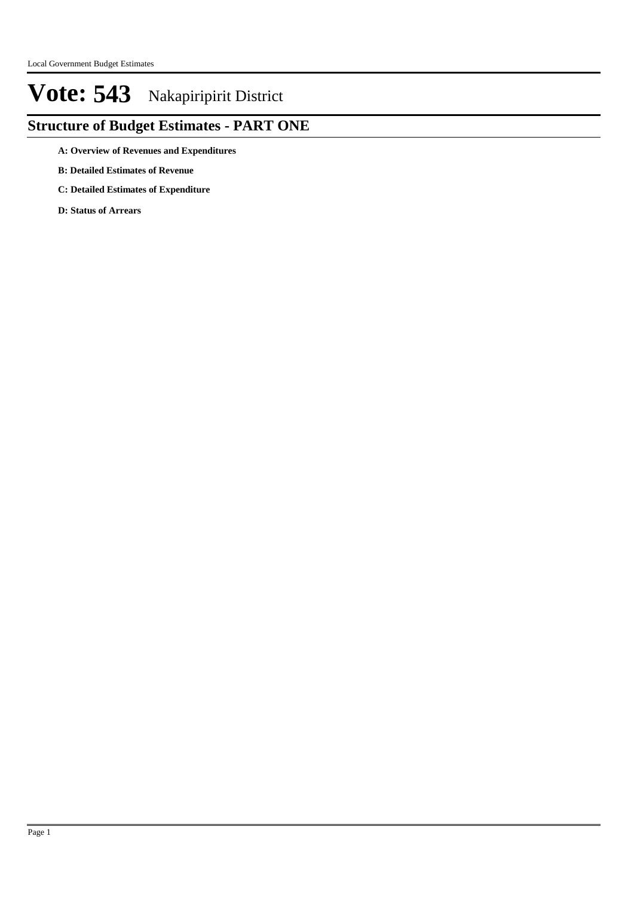# Vote: 543 Nakapiripirit District

## Structure of Budget Estimates - PART ONE

**A: Overview of Revenues and Expenditures**

**B: Detailed Estimates of Revenue**

**C: Detailed Estimates of Expenditure**

**D: Status of Arrears**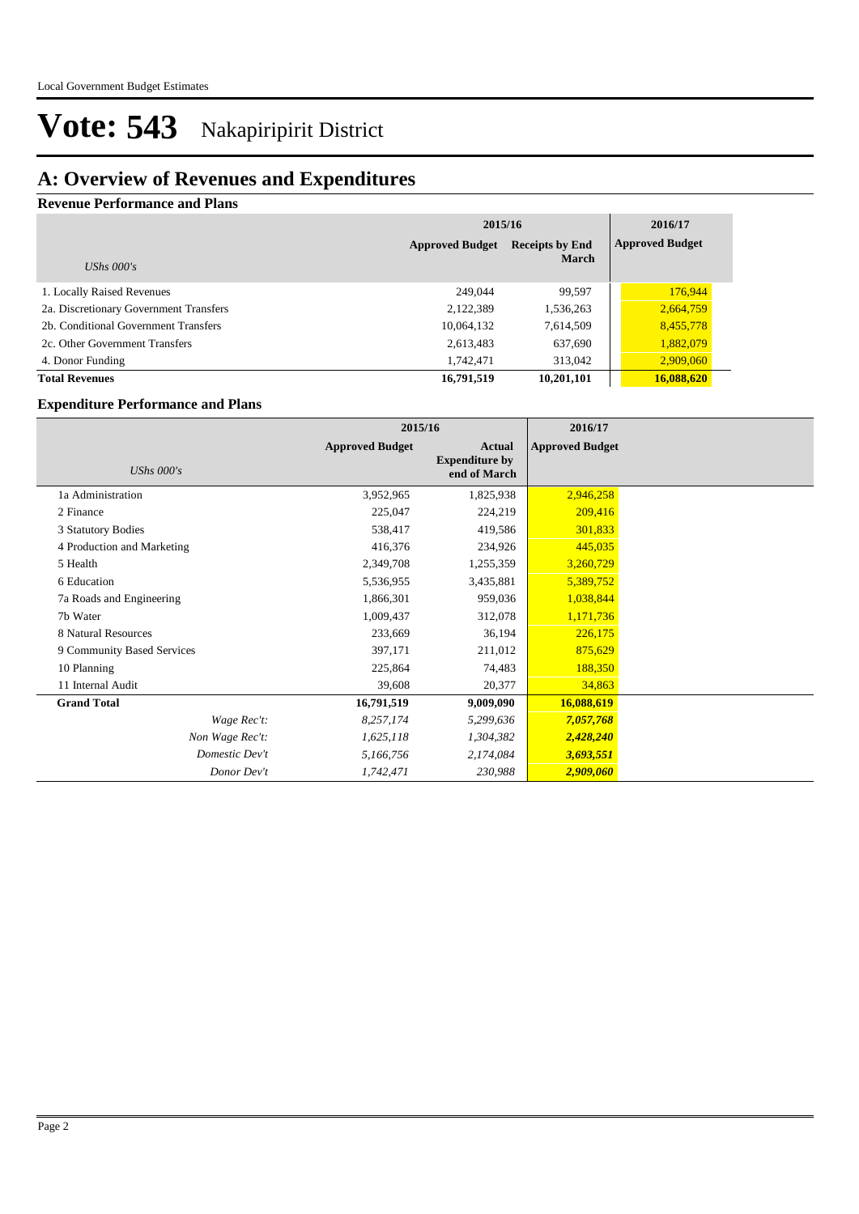# Vote: 543 Nakapiripirit District

## A: Overview of Revenues and Expenditures

### Revenue Performance and Plans

| UShs 000's | 2015/16 Approved Budget | 2015/16 Receipts by End March | 2016/17 Approved Budget |
|---|---|---|---|
| 1. Locally Raised Revenues | 249,044 | 99,597 | 176,944 |
| 2a. Discretionary Government Transfers | 2,122,389 | 1,536,263 | 2,664,759 |
| 2b. Conditional Government Transfers | 10,064,132 | 7,614,509 | 8,455,778 |
| 2c. Other Government Transfers | 2,613,483 | 637,690 | 1,882,079 |
| 4. Donor Funding | 1,742,471 | 313,042 | 2,909,060 |
| **Total Revenues** | **16,791,519** | **10,201,101** | **16,088,620** |

### Expenditure Performance and Plans

| UShs 000's | 2015/16 Approved Budget | 2015/16 Actual Expenditure by end of March | 2016/17 Approved Budget |
|---|---|---|---|
| 1a Administration | 3,952,965 | 1,825,938 | 2,946,258 |
| 2 Finance | 225,047 | 224,219 | 209,416 |
| 3 Statutory Bodies | 538,417 | 419,586 | 301,833 |
| 4 Production and Marketing | 416,376 | 234,926 | 445,035 |
| 5 Health | 2,349,708 | 1,255,359 | 3,260,729 |
| 6 Education | 5,536,955 | 3,435,881 | 5,389,752 |
| 7a Roads and Engineering | 1,866,301 | 959,036 | 1,038,844 |
| 7b Water | 1,009,437 | 312,078 | 1,171,736 |
| 8 Natural Resources | 233,669 | 36,194 | 226,175 |
| 9 Community Based Services | 397,171 | 211,012 | 875,629 |
| 10 Planning | 225,864 | 74,483 | 188,350 |
| 11 Internal Audit | 39,608 | 20,377 | 34,863 |
| **Grand Total** | **16,791,519** | **9,009,090** | **16,088,619** |
| *Wage Rec't:* | *8,257,174* | *5,299,636* | ***7,057,768*** |
| *Non Wage Rec't:* | *1,625,118* | *1,304,382* | ***2,428,240*** |
| *Domestic Dev't* | *5,166,756* | *2,174,084* | ***3,693,551*** |
| *Donor Dev't* | *1,742,471* | *230,988* | ***2,909,060*** |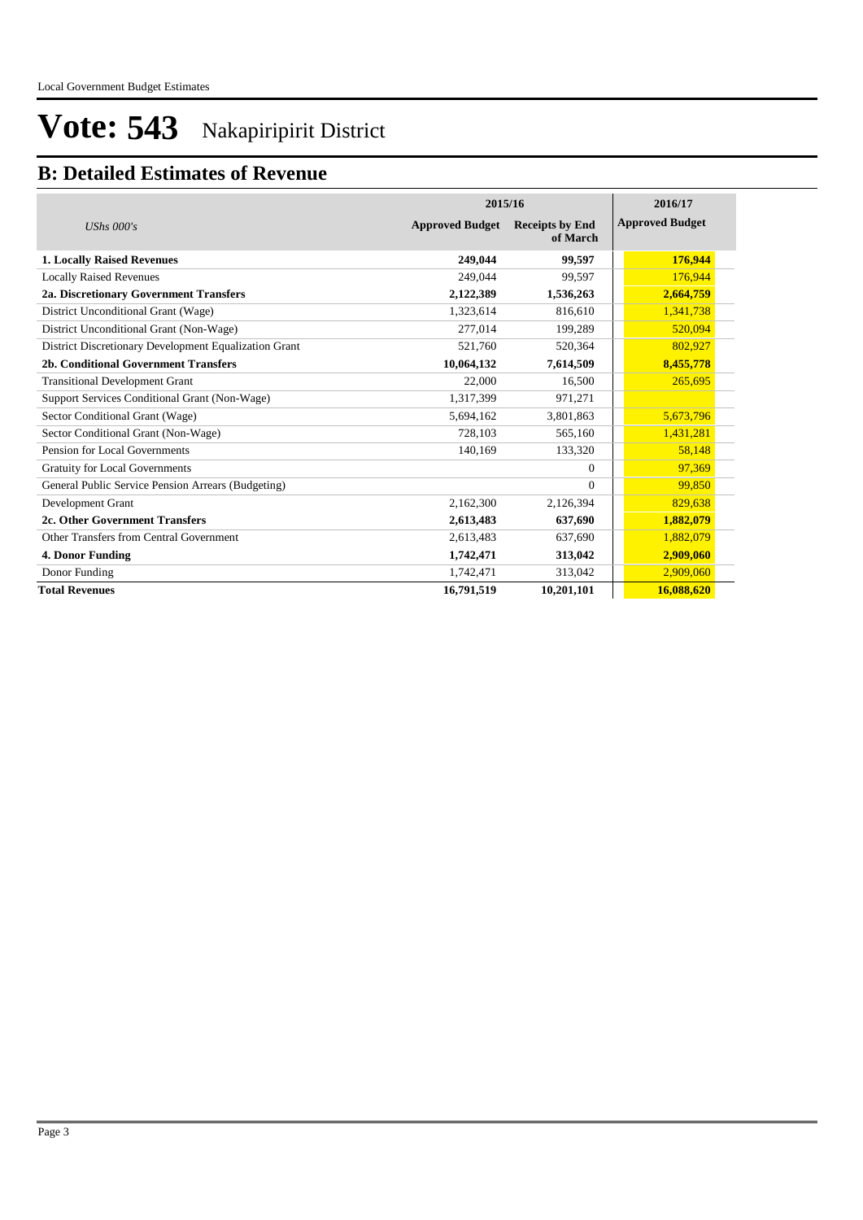# Vote: 543 Nakapiripirit District

## B: Detailed Estimates of Revenue

| *UShs 000's* | 2015/16 Approved Budget | 2015/16 Receipts by End of March | 2016/17 Approved Budget |
|---|---|---|---|
| **1. Locally Raised Revenues** | **249,044** | **99,597** | **176,944** |
| Locally Raised Revenues | 249,044 | 99,597 | 176,944 |
| **2a. Discretionary Government Transfers** | **2,122,389** | **1,536,263** | **2,664,759** |
| District Unconditional Grant (Wage) | 1,323,614 | 816,610 | 1,341,738 |
| District Unconditional Grant (Non-Wage) | 277,014 | 199,289 | 520,094 |
| District Discretionary Development Equalization Grant | 521,760 | 520,364 | 802,927 |
| **2b. Conditional Government Transfers** | **10,064,132** | **7,614,509** | **8,455,778** |
| Transitional Development Grant | 22,000 | 16,500 | 265,695 |
| Support Services Conditional Grant (Non-Wage) | 1,317,399 | 971,271 | |
| Sector Conditional Grant (Wage) | 5,694,162 | 3,801,863 | 5,673,796 |
| Sector Conditional Grant (Non-Wage) | 728,103 | 565,160 | 1,431,281 |
| Pension for Local Governments | 140,169 | 133,320 | 58,148 |
| Gratuity for Local Governments | | 0 | 97,369 |
| General Public Service Pension Arrears (Budgeting) | | 0 | 99,850 |
| Development Grant | 2,162,300 | 2,126,394 | 829,638 |
| **2c. Other Government Transfers** | **2,613,483** | **637,690** | **1,882,079** |
| Other Transfers from Central Government | 2,613,483 | 637,690 | 1,882,079 |
| **4. Donor Funding** | **1,742,471** | **313,042** | **2,909,060** |
| Donor Funding | 1,742,471 | 313,042 | 2,909,060 |
| **Total Revenues** | **16,791,519** | **10,201,101** | **16,088,620** |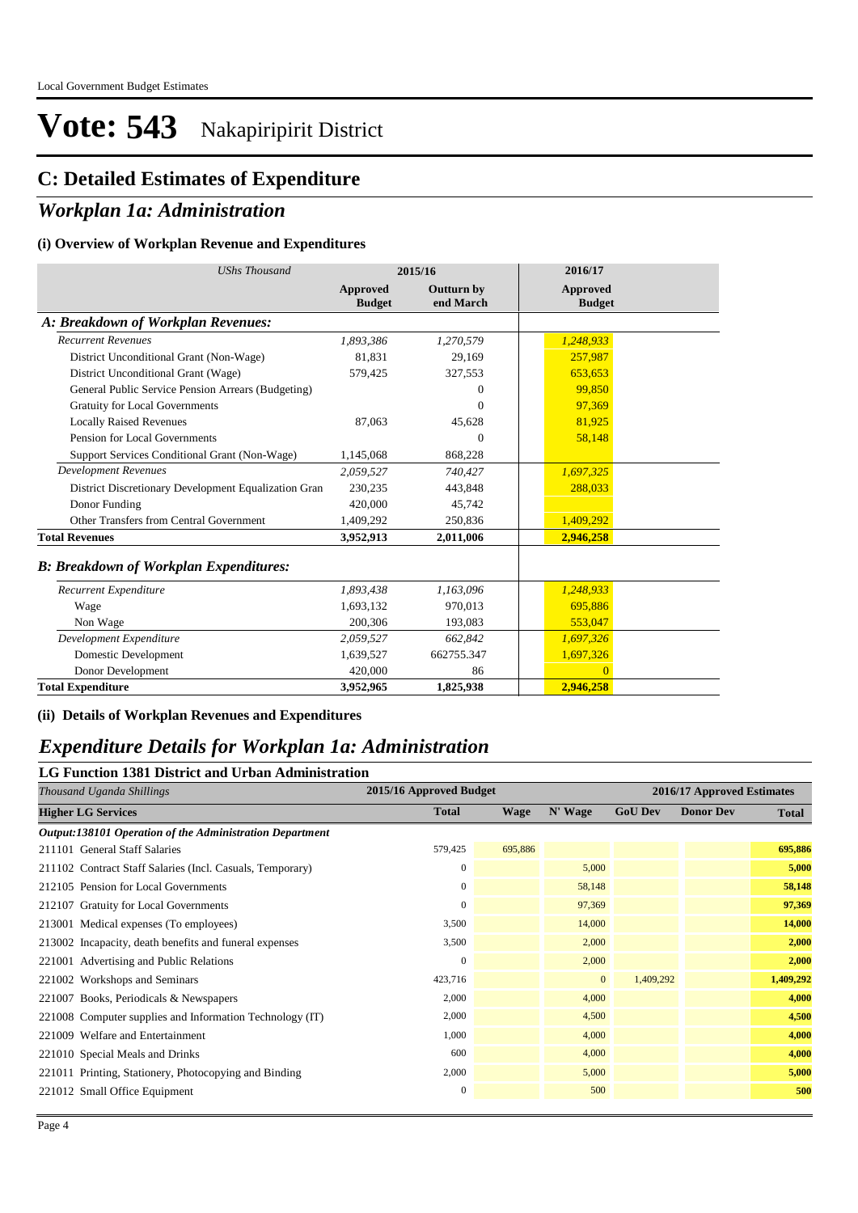Local Government Budget Estimates

# Vote: 543 Nakapiripirit District

## C: Detailed Estimates of Expenditure

## *Workplan 1a: Administration*

### (i) Overview of Workplan Revenue and Expenditures

| *UShs Thousand* | 2015/16 | | 2016/17 |
|---|---|---|---|
| | **Approved Budget** | **Outturn by end March** | **Approved Budget** |
| ***A: Breakdown of Workplan Revenues:*** | | | |
| *Recurrent Revenues* | *1,893,386* | *1,270,579* | *1,248,933* |
| District Unconditional Grant (Non-Wage) | 81,831 | 29,169 | 257,987 |
| District Unconditional Grant (Wage) | 579,425 | 327,553 | 653,653 |
| General Public Service Pension Arrears (Budgeting) | | 0 | 99,850 |
| Gratuity for Local Governments | | 0 | 97,369 |
| Locally Raised Revenues | 87,063 | 45,628 | 81,925 |
| Pension for Local Governments | | 0 | 58,148 |
| Support Services Conditional Grant (Non-Wage) | 1,145,068 | 868,228 | |
| *Development Revenues* | *2,059,527* | *740,427* | *1,697,325* |
| District Discretionary Development Equalization Gran | 230,235 | 443,848 | 288,033 |
| Donor Funding | 420,000 | 45,742 | |
| Other Transfers from Central Government | 1,409,292 | 250,836 | 1,409,292 |
| **Total Revenues** | **3,952,913** | **2,011,006** | **2,946,258** |
| ***B: Breakdown of Workplan Expenditures:*** | | | |
| *Recurrent Expenditure* | *1,893,438* | *1,163,096* | *1,248,933* |
| Wage | 1,693,132 | 970,013 | 695,886 |
| Non Wage | 200,306 | 193,083 | 553,047 |
| *Development Expenditure* | *2,059,527* | *662,842* | *1,697,326* |
| Domestic Development | 1,639,527 | 662755.347 | 1,697,326 |
| Donor Development | 420,000 | 86 | 0 |
| **Total Expenditure** | **3,952,965** | **1,825,938** | **2,946,258** |

### (ii) Details of Workplan Revenues and Expenditures

## *Expenditure Details for Workplan 1a: Administration*

### LG Function 1381 District and Urban Administration

| *Thousand Uganda Shillings* | 2015/16 Approved Budget | 2016/17 Approved Estimates | | | | |
|---|---|---|---|---|---|---|
| **Higher LG Services** | **Total** | **Wage** | **N' Wage** | **GoU Dev** | **Donor Dev** | **Total** |
| ***Output:138101 Operation of the Administration Department*** | | | | | | |
| 211101 General Staff Salaries | 579,425 | 695,886 | | | | **695,886** |
| 211102 Contract Staff Salaries (Incl. Casuals, Temporary) | 0 | | 5,000 | | | **5,000** |
| 212105 Pension for Local Governments | 0 | | 58,148 | | | **58,148** |
| 212107 Gratuity for Local Governments | 0 | | 97,369 | | | **97,369** |
| 213001 Medical expenses (To employees) | 3,500 | | 14,000 | | | **14,000** |
| 213002 Incapacity, death benefits and funeral expenses | 3,500 | | 2,000 | | | **2,000** |
| 221001 Advertising and Public Relations | 0 | | 2,000 | | | **2,000** |
| 221002 Workshops and Seminars | 423,716 | | 0 | 1,409,292 | | **1,409,292** |
| 221007 Books, Periodicals & Newspapers | 2,000 | | 4,000 | | | **4,000** |
| 221008 Computer supplies and Information Technology (IT) | 2,000 | | 4,500 | | | **4,500** |
| 221009 Welfare and Entertainment | 1,000 | | 4,000 | | | **4,000** |
| 221010 Special Meals and Drinks | 600 | | 4,000 | | | **4,000** |
| 221011 Printing, Stationery, Photocopying and Binding | 2,000 | | 5,000 | | | **5,000** |
| 221012 Small Office Equipment | 0 | | 500 | | | **500** |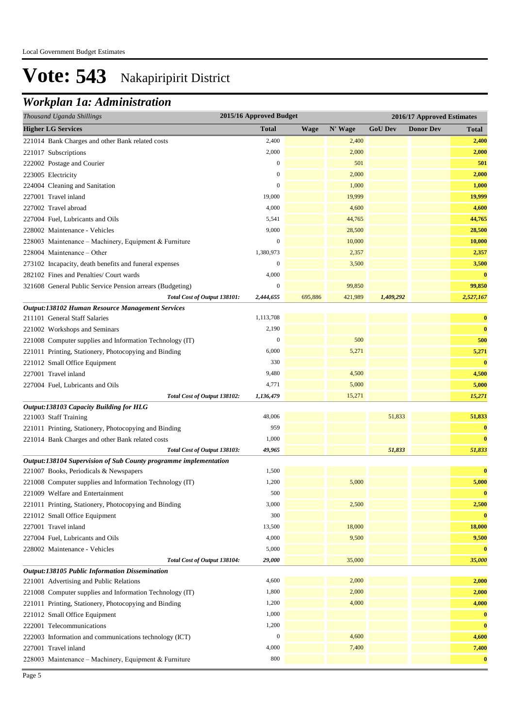Local Government Budget Estimates

# Vote: 543 Nakapiripirit District

## *Workplan 1a: Administration*

| *Thousand Uganda Shillings* | 2015/16 Approved Budget | 2016/17 Approved Estimates | | | | |
|---|---|---|---|---|---|---|
| **Higher LG Services** | **Total** | **Wage** | **N' Wage** | **GoU Dev** | **Donor Dev** | **Total** |
| 221014 Bank Charges and other Bank related costs | 2,400 | | 2,400 | | | **2,400** |
| 221017 Subscriptions | 2,000 | | 2,000 | | | **2,000** |
| 222002 Postage and Courier | 0 | | 501 | | | **501** |
| 223005 Electricity | 0 | | 2,000 | | | **2,000** |
| 224004 Cleaning and Sanitation | 0 | | 1,000 | | | **1,000** |
| 227001 Travel inland | 19,000 | | 19,999 | | | **19,999** |
| 227002 Travel abroad | 4,000 | | 4,600 | | | **4,600** |
| 227004 Fuel, Lubricants and Oils | 5,541 | | 44,765 | | | **44,765** |
| 228002 Maintenance - Vehicles | 9,000 | | 28,500 | | | **28,500** |
| 228003 Maintenance – Machinery, Equipment & Furniture | 0 | | 10,000 | | | **10,000** |
| 228004 Maintenance – Other | 1,380,973 | | 2,357 | | | **2,357** |
| 273102 Incapacity, death benefits and funeral expenses | 0 | | 3,500 | | | **3,500** |
| 282102 Fines and Penalties/ Court wards | 4,000 | | | | | **0** |
| 321608 General Public Service Pension arrears (Budgeting) | 0 | | 99,850 | | | **99,850** |
| *Total Cost of Output 138101:* | *2,444,655* | *695,886* | *421,989* | *1,409,292* | | ***2,527,167*** |
| ***Output:138102 Human Resource Management Services*** | | | | | | |
| 211101 General Staff Salaries | 1,113,708 | | | | | **0** |
| 221002 Workshops and Seminars | 2,190 | | | | | **0** |
| 221008 Computer supplies and Information Technology (IT) | 0 | | 500 | | | **500** |
| 221011 Printing, Stationery, Photocopying and Binding | 6,000 | | 5,271 | | | **5,271** |
| 221012 Small Office Equipment | 330 | | | | | **0** |
| 227001 Travel inland | 9,480 | | 4,500 | | | **4,500** |
| 227004 Fuel, Lubricants and Oils | 4,771 | | 5,000 | | | **5,000** |
| *Total Cost of Output 138102:* | *1,136,479* | | *15,271* | | | ***15,271*** |
| ***Output:138103 Capacity Building for HLG*** | | | | | | |
| 221003 Staff Training | 48,006 | | | 51,833 | | **51,833** |
| 221011 Printing, Stationery, Photocopying and Binding | 959 | | | | | **0** |
| 221014 Bank Charges and other Bank related costs | 1,000 | | | | | **0** |
| *Total Cost of Output 138103:* | *49,965* | | | *51,833* | | ***51,833*** |
| ***Output:138104 Supervision of Sub County programme implementation*** | | | | | | |
| 221007 Books, Periodicals & Newspapers | 1,500 | | | | | **0** |
| 221008 Computer supplies and Information Technology (IT) | 1,200 | | 5,000 | | | **5,000** |
| 221009 Welfare and Entertainment | 500 | | | | | **0** |
| 221011 Printing, Stationery, Photocopying and Binding | 3,000 | | 2,500 | | | **2,500** |
| 221012 Small Office Equipment | 300 | | | | | **0** |
| 227001 Travel inland | 13,500 | | 18,000 | | | **18,000** |
| 227004 Fuel, Lubricants and Oils | 4,000 | | 9,500 | | | **9,500** |
| 228002 Maintenance - Vehicles | 5,000 | | | | | **0** |
| *Total Cost of Output 138104:* | *29,000* | | *35,000* | | | ***35,000*** |
| ***Output:138105 Public Information Dissemination*** | | | | | | |
| 221001 Advertising and Public Relations | 4,600 | | 2,000 | | | **2,000** |
| 221008 Computer supplies and Information Technology (IT) | 1,800 | | 2,000 | | | **2,000** |
| 221011 Printing, Stationery, Photocopying and Binding | 1,200 | | 4,000 | | | **4,000** |
| 221012 Small Office Equipment | 1,000 | | | | | **0** |
| 222001 Telecommunications | 1,200 | | | | | **0** |
| 222003 Information and communications technology (ICT) | 0 | | 4,600 | | | **4,600** |
| 227001 Travel inland | 4,000 | | 7,400 | | | **7,400** |
| 228003 Maintenance – Machinery, Equipment & Furniture | 800 | | | | | **0** |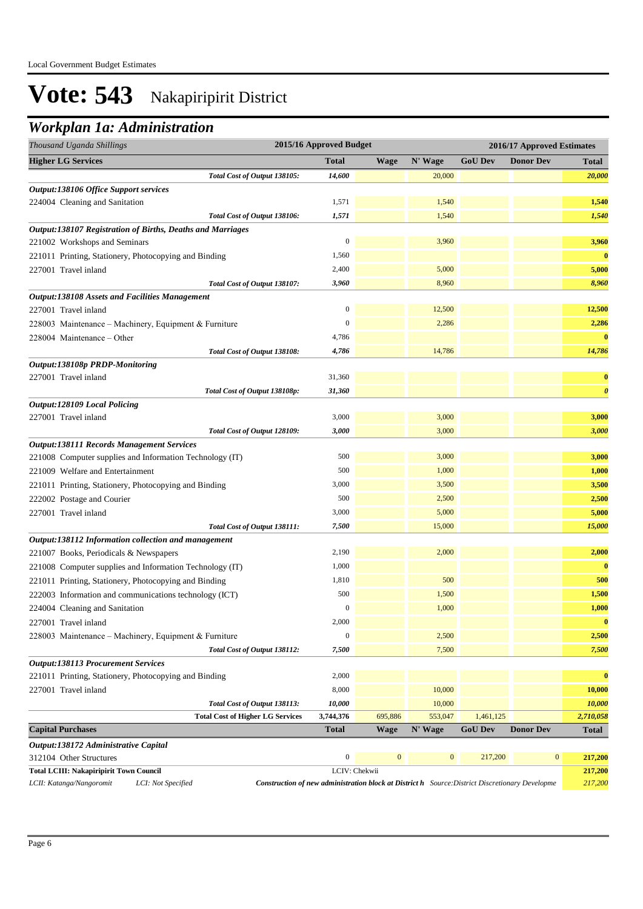# Vote: 543 Nakapiripirit District

## *Workplan 1a: Administration*

| *Thousand Uganda Shillings* | 2015/16 Approved Budget | 2016/17 Approved Estimates | | | | |
|---|---|---|---|---|---|---|
| **Higher LG Services** | **Total** | **Wage** | **N' Wage** | **GoU Dev** | **Donor Dev** | **Total** |
| *Total Cost of Output 138105:* | *14,600* | | 20,000 | | | *20,000* |
| ***Output:138106 Office Support services*** | | | | | | |
| 224004 Cleaning and Sanitation | 1,571 | | 1,540 | | | 1,540 |
| *Total Cost of Output 138106:* | *1,571* | | 1,540 | | | *1,540* |
| ***Output:138107 Registration of Births, Deaths and Marriages*** | | | | | | |
| 221002 Workshops and Seminars | 0 | | 3,960 | | | 3,960 |
| 221011 Printing, Stationery, Photocopying and Binding | 1,560 | | | | | 0 |
| 227001 Travel inland | 2,400 | | 5,000 | | | 5,000 |
| *Total Cost of Output 138107:* | *3,960* | | 8,960 | | | *8,960* |
| ***Output:138108 Assets and Facilities Management*** | | | | | | |
| 227001 Travel inland | 0 | | 12,500 | | | 12,500 |
| 228003 Maintenance – Machinery, Equipment & Furniture | 0 | | 2,286 | | | 2,286 |
| 228004 Maintenance – Other | 4,786 | | | | | 0 |
| *Total Cost of Output 138108:* | *4,786* | | 14,786 | | | *14,786* |
| ***Output:138108p PRDP-Monitoring*** | | | | | | |
| 227001 Travel inland | 31,360 | | | | | 0 |
| *Total Cost of Output 138108p:* | *31,360* | | | | | *0* |
| ***Output:128109 Local Policing*** | | | | | | |
| 227001 Travel inland | 3,000 | | 3,000 | | | 3,000 |
| *Total Cost of Output 128109:* | *3,000* | | 3,000 | | | *3,000* |
| ***Output:138111 Records Management Services*** | | | | | | |
| 221008 Computer supplies and Information Technology (IT) | 500 | | 3,000 | | | 3,000 |
| 221009 Welfare and Entertainment | 500 | | 1,000 | | | 1,000 |
| 221011 Printing, Stationery, Photocopying and Binding | 3,000 | | 3,500 | | | 3,500 |
| 222002 Postage and Courier | 500 | | 2,500 | | | 2,500 |
| 227001 Travel inland | 3,000 | | 5,000 | | | 5,000 |
| *Total Cost of Output 138111:* | *7,500* | | 15,000 | | | *15,000* |
| ***Output:138112 Information collection and management*** | | | | | | |
| 221007 Books, Periodicals & Newspapers | 2,190 | | 2,000 | | | 2,000 |
| 221008 Computer supplies and Information Technology (IT) | 1,000 | | | | | 0 |
| 221011 Printing, Stationery, Photocopying and Binding | 1,810 | | 500 | | | 500 |
| 222003 Information and communications technology (ICT) | 500 | | 1,500 | | | 1,500 |
| 224004 Cleaning and Sanitation | 0 | | 1,000 | | | 1,000 |
| 227001 Travel inland | 2,000 | | | | | 0 |
| 228003 Maintenance – Machinery, Equipment & Furniture | 0 | | 2,500 | | | 2,500 |
| *Total Cost of Output 138112:* | *7,500* | | 7,500 | | | *7,500* |
| ***Output:138113 Procurement Services*** | | | | | | |
| 221011 Printing, Stationery, Photocopying and Binding | 2,000 | | | | | 0 |
| 227001 Travel inland | 8,000 | | 10,000 | | | 10,000 |
| *Total Cost of Output 138113:* | *10,000* | | 10,000 | | | *10,000* |
| **Total Cost of Higher LG Services** | **3,744,376** | 695,886 | 553,047 | 1,461,125 | | ***2,710,058*** |
| **Capital Purchases** | **Total** | **Wage** | **N' Wage** | **GoU Dev** | **Donor Dev** | **Total** |
| ***Output:138172 Administrative Capital*** | | | | | | |
| 312104 Other Structures | 0 | 0 | 0 | 217,200 | 0 | 217,200 |
| **Total LCIII: Nakapiripirit Town Council** | LCIV: Chekwii | | | | | **217,200** |
| *LCII: Katanga/Nangoromit* *LCI: Not Specified* | ***Construction of new administration block at District h*** *Source:District Discretionary Developme* | | | | | *217,200* |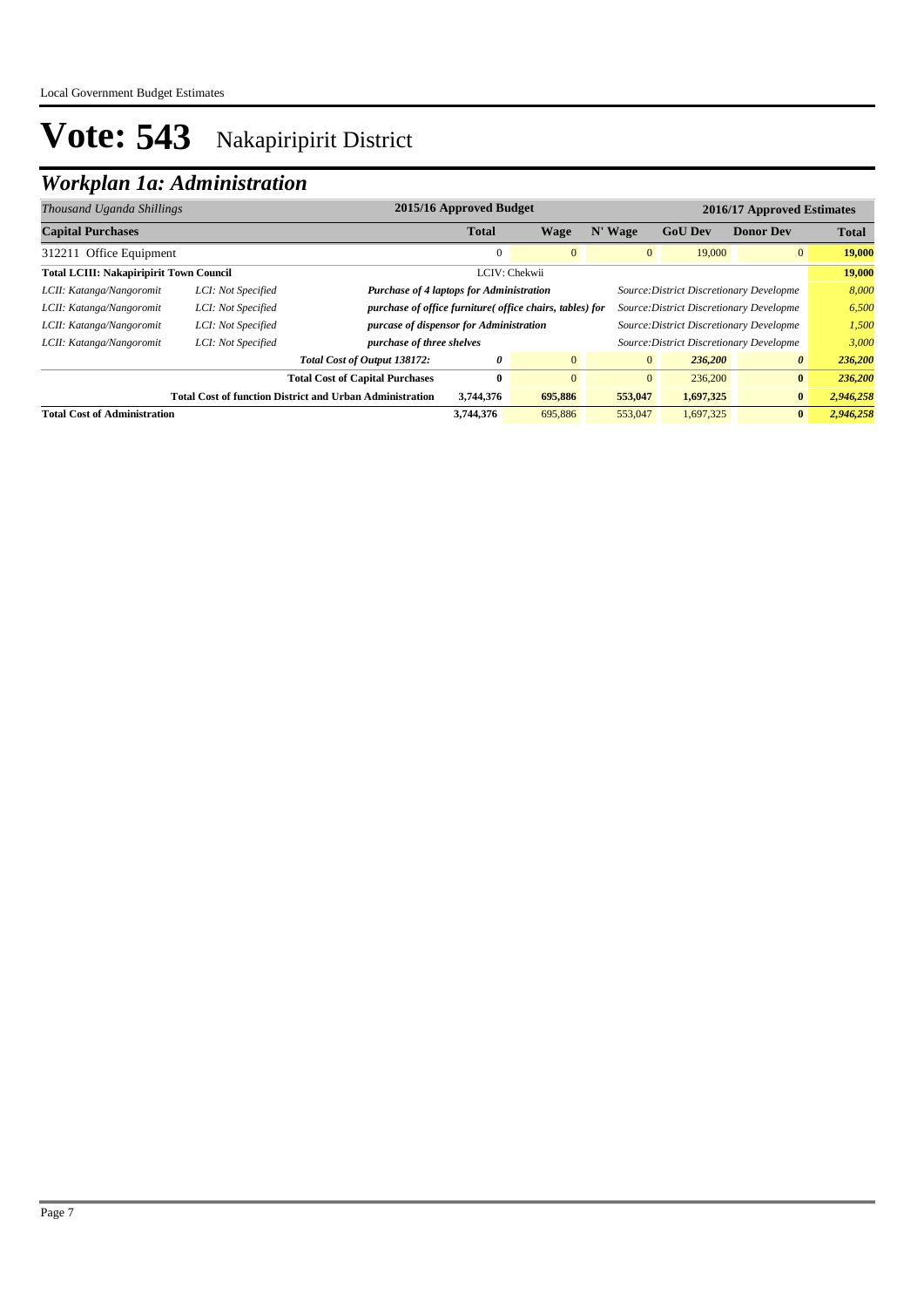# Vote: 543 Nakapiripirit District

## *Workplan 1a: Administration*

| *Thousand Uganda Shillings* | | | 2015/16 Approved Budget | 2016/17 Approved Estimates | | | | |
|---|---|---|---|---|---|---|---|---|
| **Capital Purchases** | | | **Total** | **Wage** | **N' Wage** | **GoU Dev** | **Donor Dev** | **Total** |
| 312211 Office Equipment | | | 0 | 0 | 0 | 19,000 | 0 | **19,000** |
| **Total LCIII: Nakapiripirit Town Council** | | | LCIV: Chekwii | | | | | **19,000** |
| *LCII: Katanga/Nangoromit* | *LCI: Not Specified* | ***Purchase of 4 laptops for Administration*** | | | *Source:District Discretionary Developme* | | | *8,000* |
| *LCII: Katanga/Nangoromit* | *LCI: Not Specified* | ***purchase of office furniture( office chairs, tables) for*** | | | *Source:District Discretionary Developme* | | | *6,500* |
| *LCII: Katanga/Nangoromit* | *LCI: Not Specified* | ***purcase of dispensor for Administration*** | | | *Source:District Discretionary Developme* | | | *1,500* |
| *LCII: Katanga/Nangoromit* | *LCI: Not Specified* | ***purchase of three shelves*** | | | *Source:District Discretionary Developme* | | | *3,000* |
| | | ***Total Cost of Output 138172:*** | ***0*** | 0 | 0 | ***236,200*** | ***0*** | ***236,200*** |
| | | **Total Cost of Capital Purchases** | **0** | 0 | 0 | 236,200 | **0** | ***236,200*** |
| | | **Total Cost of function District and Urban Administration** | **3,744,376** | **695,886** | **553,047** | **1,697,325** | **0** | ***2,946,258*** |
| **Total Cost of Administration** | | | **3,744,376** | 695,886 | 553,047 | 1,697,325 | **0** | ***2,946,258*** |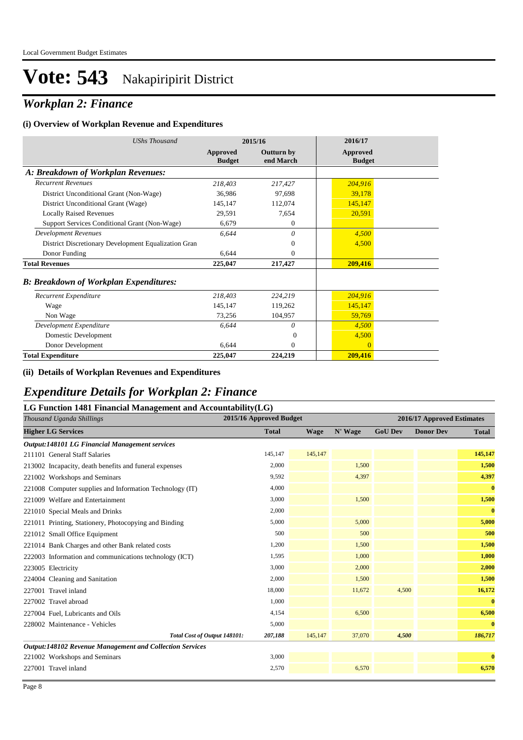# Vote: 543 Nakapiripirit District

## *Workplan 2: Finance*

### (i) Overview of Workplan Revenue and Expenditures

| *UShs Thousand* | 2015/16 Approved Budget | 2015/16 Outturn by end March | 2016/17 Approved Budget |
|---|---|---|---|
| ***A: Breakdown of Workplan Revenues:*** | | | |
| *Recurrent Revenues* | *218,403* | *217,427* | *204,916* |
| District Unconditional Grant (Non-Wage) | 36,986 | 97,698 | 39,178 |
| District Unconditional Grant (Wage) | 145,147 | 112,074 | 145,147 |
| Locally Raised Revenues | 29,591 | 7,654 | 20,591 |
| Support Services Conditional Grant (Non-Wage) | 6,679 | 0 | |
| *Development Revenues* | *6,644* | *0* | *4,500* |
| District Discretionary Development Equalization Gran | | 0 | 4,500 |
| Donor Funding | 6,644 | 0 | |
| **Total Revenues** | **225,047** | **217,427** | **209,416** |
| ***B: Breakdown of Workplan Expenditures:*** | | | |
| *Recurrent Expenditure* | *218,403* | *224,219* | *204,916* |
| Wage | 145,147 | 119,262 | 145,147 |
| Non Wage | 73,256 | 104,957 | 59,769 |
| *Development Expenditure* | *6,644* | *0* | *4,500* |
| Domestic Development | | 0 | 4,500 |
| Donor Development | 6,644 | 0 | 0 |
| **Total Expenditure** | **225,047** | **224,219** | **209,416** |

### (ii) Details of Workplan Revenues and Expenditures

## *Expenditure Details for Workplan 2: Finance*

### LG Function 1481 Financial Management and Accountability(LG)

| *Thousand Uganda Shillings* | 2015/16 Approved Budget | 2016/17 Approved Estimates | | | | |
|---|---|---|---|---|---|---|
| **Higher LG Services** | **Total** | **Wage** | **N' Wage** | **GoU Dev** | **Donor Dev** | **Total** |
| ***Output:148101 LG Financial Management services*** | | | | | | |
| 211101 General Staff Salaries | 145,147 | 145,147 | | | | **145,147** |
| 213002 Incapacity, death benefits and funeral expenses | 2,000 | | 1,500 | | | **1,500** |
| 221002 Workshops and Seminars | 9,592 | | 4,397 | | | **4,397** |
| 221008 Computer supplies and Information Technology (IT) | 4,000 | | | | | **0** |
| 221009 Welfare and Entertainment | 3,000 | | 1,500 | | | **1,500** |
| 221010 Special Meals and Drinks | 2,000 | | | | | **0** |
| 221011 Printing, Stationery, Photocopying and Binding | 5,000 | | 5,000 | | | **5,000** |
| 221012 Small Office Equipment | 500 | | 500 | | | **500** |
| 221014 Bank Charges and other Bank related costs | 1,200 | | 1,500 | | | **1,500** |
| 222003 Information and communications technology (ICT) | 1,595 | | 1,000 | | | **1,000** |
| 223005 Electricity | 3,000 | | 2,000 | | | **2,000** |
| 224004 Cleaning and Sanitation | 2,000 | | 1,500 | | | **1,500** |
| 227001 Travel inland | 18,000 | | 11,672 | 4,500 | | **16,172** |
| 227002 Travel abroad | 1,000 | | | | | **0** |
| 227004 Fuel, Lubricants and Oils | 4,154 | | 6,500 | | | **6,500** |
| 228002 Maintenance - Vehicles | 5,000 | | | | | **0** |
| ***Total Cost of Output 148101:*** | ***207,188*** | 145,147 | 37,070 | ***4,500*** | | ***186,717*** |
| ***Output:148102 Revenue Management and Collection Services*** | | | | | | |
| 221002 Workshops and Seminars | 3,000 | | | | | **0** |
| 227001 Travel inland | 2,570 | | 6,570 | | | **6,570** |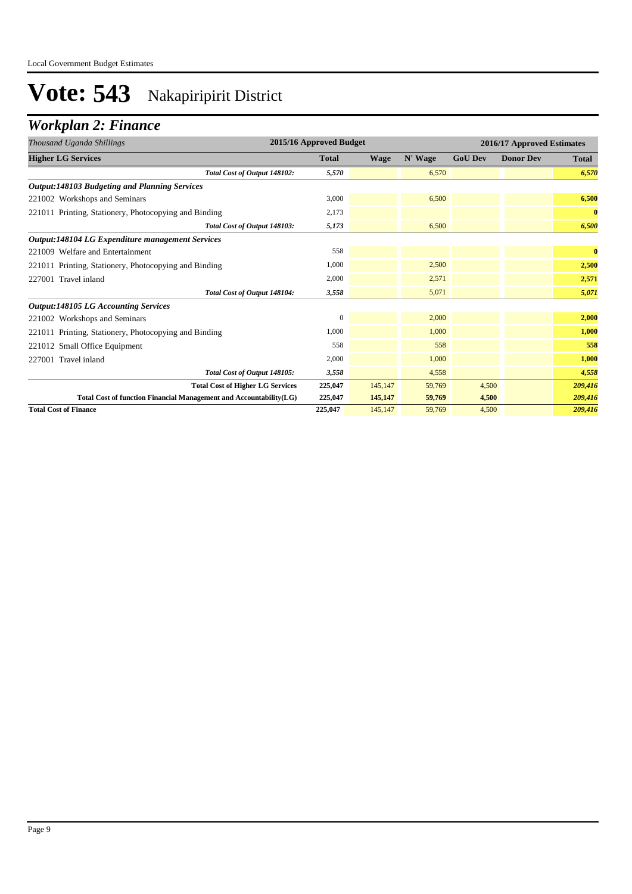# Vote: 543 Nakapiripirit District

## Workplan 2: Finance

| Thousand Uganda Shillings | 2015/16 Approved Budget | 2016/17 Approved Estimates | | | | |
|---|---|---|---|---|---|---|
| **Higher LG Services** | **Total** | **Wage** | **N' Wage** | **GoU Dev** | **Donor Dev** | **Total** |
| *Total Cost of Output 148102:* | *5,570* | | 6,570 | | | *6,570* |
| ***Output:148103 Budgeting and Planning Services*** | | | | | | |
| 221002 Workshops and Seminars | 3,000 | | 6,500 | | | **6,500** |
| 221011 Printing, Stationery, Photocopying and Binding | 2,173 | | | | | **0** |
| *Total Cost of Output 148103:* | *5,173* | | 6,500 | | | *6,500* |
| ***Output:148104 LG Expenditure management Services*** | | | | | | |
| 221009 Welfare and Entertainment | 558 | | | | | **0** |
| 221011 Printing, Stationery, Photocopying and Binding | 1,000 | | 2,500 | | | **2,500** |
| 227001 Travel inland | 2,000 | | 2,571 | | | **2,571** |
| *Total Cost of Output 148104:* | *3,558* | | 5,071 | | | *5,071* |
| ***Output:148105 LG Accounting Services*** | | | | | | |
| 221002 Workshops and Seminars | 0 | | 2,000 | | | **2,000** |
| 221011 Printing, Stationery, Photocopying and Binding | 1,000 | | 1,000 | | | **1,000** |
| 221012 Small Office Equipment | 558 | | 558 | | | **558** |
| 227001 Travel inland | 2,000 | | 1,000 | | | **1,000** |
| *Total Cost of Output 148105:* | *3,558* | | 4,558 | | | *4,558* |
| **Total Cost of Higher LG Services** | **225,047** | 145,147 | 59,769 | 4,500 | | ***209,416*** |
| **Total Cost of function Financial Management and Accountability(LG)** | **225,047** | **145,147** | **59,769** | **4,500** | | ***209,416*** |
| **Total Cost of Finance** | **225,047** | 145,147 | 59,769 | 4,500 | | ***209,416*** |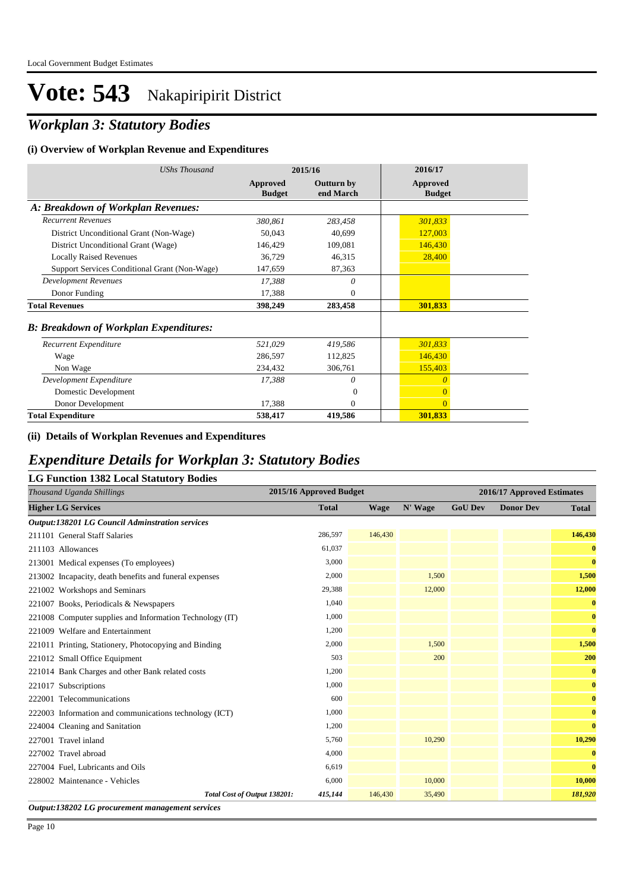# Vote: 543 Nakapiripirit District

## *Workplan 3: Statutory Bodies*

### (i) Overview of Workplan Revenue and Expenditures

| *UShs Thousand* | 2015/16 Approved Budget | 2015/16 Outturn by end March | 2016/17 Approved Budget |
|---|---|---|---|
| ***A: Breakdown of Workplan Revenues:*** | | | |
| *Recurrent Revenues* | *380,861* | *283,458* | *301,833* |
| District Unconditional Grant (Non-Wage) | 50,043 | 40,699 | 127,003 |
| District Unconditional Grant (Wage) | 146,429 | 109,081 | 146,430 |
| Locally Raised Revenues | 36,729 | 46,315 | 28,400 |
| Support Services Conditional Grant (Non-Wage) | 147,659 | 87,363 | |
| *Development Revenues* | *17,388* | *0* | |
| Donor Funding | 17,388 | 0 | |
| **Total Revenues** | **398,249** | **283,458** | **301,833** |
| ***B: Breakdown of Workplan Expenditures:*** | | | |
| *Recurrent Expenditure* | *521,029* | *419,586* | *301,833* |
| Wage | 286,597 | 112,825 | 146,430 |
| Non Wage | 234,432 | 306,761 | 155,403 |
| *Development Expenditure* | *17,388* | *0* | *0* |
| Domestic Development | | 0 | 0 |
| Donor Development | 17,388 | 0 | 0 |
| **Total Expenditure** | **538,417** | **419,586** | **301,833** |

### (ii) Details of Workplan Revenues and Expenditures

## *Expenditure Details for Workplan 3: Statutory Bodies*

### LG Function 1382 Local Statutory Bodies

| *Thousand Uganda Shillings* | 2015/16 Approved Budget | 2016/17 Approved Estimates | | | | |
|---|---|---|---|---|---|---|
| **Higher LG Services** | **Total** | **Wage** | **N' Wage** | **GoU Dev** | **Donor Dev** | **Total** |
| ***Output:138201 LG Council Adminstration services*** | | | | | | |
| 211101 General Staff Salaries | 286,597 | 146,430 | | | | **146,430** |
| 211103 Allowances | 61,037 | | | | | **0** |
| 213001 Medical expenses (To employees) | 3,000 | | | | | **0** |
| 213002 Incapacity, death benefits and funeral expenses | 2,000 | | 1,500 | | | **1,500** |
| 221002 Workshops and Seminars | 29,388 | | 12,000 | | | **12,000** |
| 221007 Books, Periodicals & Newspapers | 1,040 | | | | | **0** |
| 221008 Computer supplies and Information Technology (IT) | 1,000 | | | | | **0** |
| 221009 Welfare and Entertainment | 1,200 | | | | | **0** |
| 221011 Printing, Stationery, Photocopying and Binding | 2,000 | | 1,500 | | | **1,500** |
| 221012 Small Office Equipment | 503 | | 200 | | | **200** |
| 221014 Bank Charges and other Bank related costs | 1,200 | | | | | **0** |
| 221017 Subscriptions | 1,000 | | | | | **0** |
| 222001 Telecommunications | 600 | | | | | **0** |
| 222003 Information and communications technology (ICT) | 1,000 | | | | | **0** |
| 224004 Cleaning and Sanitation | 1,200 | | | | | **0** |
| 227001 Travel inland | 5,760 | | 10,290 | | | **10,290** |
| 227002 Travel abroad | 4,000 | | | | | **0** |
| 227004 Fuel, Lubricants and Oils | 6,619 | | | | | **0** |
| 228002 Maintenance - Vehicles | 6,000 | | 10,000 | | | **10,000** |
| ***Total Cost of Output 138201:*** | ***415,144*** | *146,430* | *35,490* | | | ***181,920*** |
| ***Output:138202 LG procurement management services*** | | | | | | |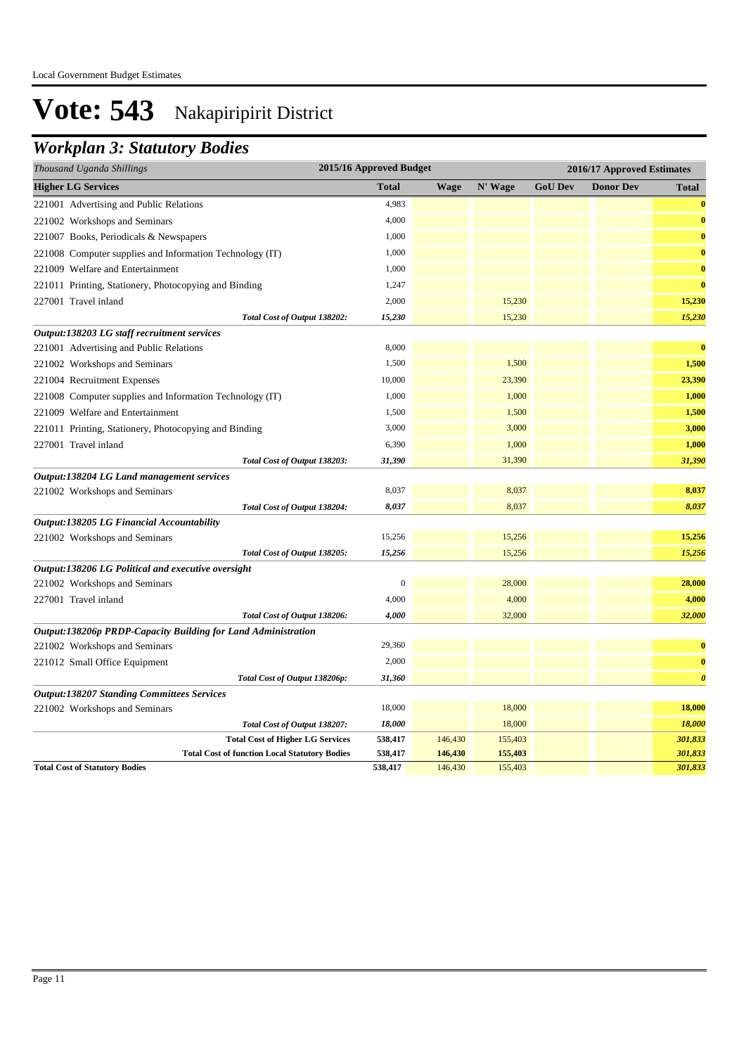# Vote: 543 Nakapiripirit District

## *Workplan 3: Statutory Bodies*

| *Thousand Uganda Shillings* | 2015/16 Approved Budget | 2016/17 Approved Estimates | | | | |
|---|---|---|---|---|---|---|
| **Higher LG Services** | **Total** | **Wage** | **N' Wage** | **GoU Dev** | **Donor Dev** | **Total** |
| 221001 Advertising and Public Relations | 4,983 | | | | | **0** |
| 221002 Workshops and Seminars | 4,000 | | | | | **0** |
| 221007 Books, Periodicals & Newspapers | 1,000 | | | | | **0** |
| 221008 Computer supplies and Information Technology (IT) | 1,000 | | | | | **0** |
| 221009 Welfare and Entertainment | 1,000 | | | | | **0** |
| 221011 Printing, Stationery, Photocopying and Binding | 1,247 | | | | | **0** |
| 227001 Travel inland | 2,000 | | 15,230 | | | **15,230** |
| *Total Cost of Output 138202:* | *15,230* | | 15,230 | | | ***15,230*** |
| ***Output:138203 LG staff recruitment services*** | | | | | | |
| 221001 Advertising and Public Relations | 8,000 | | | | | **0** |
| 221002 Workshops and Seminars | 1,500 | | 1,500 | | | **1,500** |
| 221004 Recruitment Expenses | 10,000 | | 23,390 | | | **23,390** |
| 221008 Computer supplies and Information Technology (IT) | 1,000 | | 1,000 | | | **1,000** |
| 221009 Welfare and Entertainment | 1,500 | | 1,500 | | | **1,500** |
| 221011 Printing, Stationery, Photocopying and Binding | 3,000 | | 3,000 | | | **3,000** |
| 227001 Travel inland | 6,390 | | 1,000 | | | **1,000** |
| *Total Cost of Output 138203:* | *31,390* | | 31,390 | | | ***31,390*** |
| ***Output:138204 LG Land management services*** | | | | | | |
| 221002 Workshops and Seminars | 8,037 | | 8,037 | | | **8,037** |
| *Total Cost of Output 138204:* | *8,037* | | 8,037 | | | ***8,037*** |
| ***Output:138205 LG Financial Accountability*** | | | | | | |
| 221002 Workshops and Seminars | 15,256 | | 15,256 | | | **15,256** |
| *Total Cost of Output 138205:* | *15,256* | | 15,256 | | | ***15,256*** |
| ***Output:138206 LG Political and executive oversight*** | | | | | | |
| 221002 Workshops and Seminars | 0 | | 28,000 | | | **28,000** |
| 227001 Travel inland | 4,000 | | 4,000 | | | **4,000** |
| *Total Cost of Output 138206:* | *4,000* | | 32,000 | | | ***32,000*** |
| ***Output:138206p PRDP-Capacity Building for Land Administration*** | | | | | | |
| 221002 Workshops and Seminars | 29,360 | | | | | **0** |
| 221012 Small Office Equipment | 2,000 | | | | | **0** |
| *Total Cost of Output 138206p:* | *31,360* | | | | | ***0*** |
| ***Output:138207 Standing Committees Services*** | | | | | | |
| 221002 Workshops and Seminars | 18,000 | | 18,000 | | | **18,000** |
| *Total Cost of Output 138207:* | *18,000* | | 18,000 | | | ***18,000*** |
| **Total Cost of Higher LG Services** | **538,417** | 146,430 | 155,403 | | | ***301,833*** |
| **Total Cost of function Local Statutory Bodies** | **538,417** | **146,430** | **155,403** | | | ***301,833*** |
| **Total Cost of Statutory Bodies** | **538,417** | 146,430 | 155,403 | | | ***301,833*** |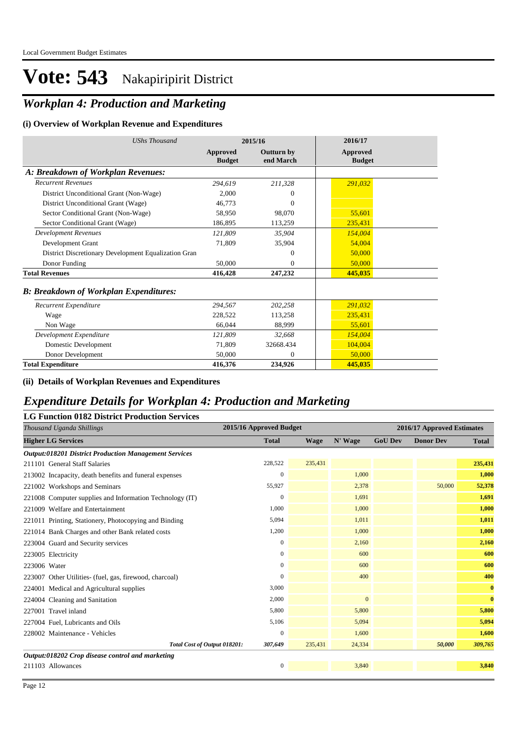# Vote: 543 Nakapiripirit District

## *Workplan 4: Production and Marketing*

### (i) Overview of Workplan Revenue and Expenditures

| *UShs Thousand* | 2015/16 Approved Budget | 2015/16 Outturn by end March | 2016/17 Approved Budget |
|---|---|---|---|
| ***A: Breakdown of Workplan Revenues:*** | | | |
| *Recurrent Revenues* | *294,619* | *211,328* | *291,032* |
| District Unconditional Grant (Non-Wage) | 2,000 | 0 | |
| District Unconditional Grant (Wage) | 46,773 | 0 | |
| Sector Conditional Grant (Non-Wage) | 58,950 | 98,070 | 55,601 |
| Sector Conditional Grant (Wage) | 186,895 | 113,259 | 235,431 |
| *Development Revenues* | *121,809* | *35,904* | *154,004* |
| Development Grant | 71,809 | 35,904 | 54,004 |
| District Discretionary Development Equalization Gran | | 0 | 50,000 |
| Donor Funding | 50,000 | 0 | 50,000 |
| **Total Revenues** | **416,428** | **247,232** | **445,035** |
| ***B: Breakdown of Workplan Expenditures:*** | | | |
| *Recurrent Expenditure* | *294,567* | *202,258* | *291,032* |
| Wage | 228,522 | 113,258 | 235,431 |
| Non Wage | 66,044 | 88,999 | 55,601 |
| *Development Expenditure* | *121,809* | *32,668* | *154,004* |
| Domestic Development | 71,809 | 32668.434 | 104,004 |
| Donor Development | 50,000 | 0 | 50,000 |
| **Total Expenditure** | **416,376** | **234,926** | **445,035** |

### (ii) Details of Workplan Revenues and Expenditures

## *Expenditure Details for Workplan 4: Production and Marketing*

### LG Function 0182 District Production Services

| *Thousand Uganda Shillings* | 2015/16 Approved Budget | 2016/17 Approved Estimates | | | | |
|---|---|---|---|---|---|---|
| **Higher LG Services** | **Total** | **Wage** | **N' Wage** | **GoU Dev** | **Donor Dev** | **Total** |
| ***Output:018201 District Production Management Services*** | | | | | | |
| 211101 General Staff Salaries | 228,522 | 235,431 | | | | **235,431** |
| 213002 Incapacity, death benefits and funeral expenses | 0 | | 1,000 | | | **1,000** |
| 221002 Workshops and Seminars | 55,927 | | 2,378 | | 50,000 | **52,378** |
| 221008 Computer supplies and Information Technology (IT) | 0 | | 1,691 | | | **1,691** |
| 221009 Welfare and Entertainment | 1,000 | | 1,000 | | | **1,000** |
| 221011 Printing, Stationery, Photocopying and Binding | 5,094 | | 1,011 | | | **1,011** |
| 221014 Bank Charges and other Bank related costs | 1,200 | | 1,000 | | | **1,000** |
| 223004 Guard and Security services | 0 | | 2,160 | | | **2,160** |
| 223005 Electricity | 0 | | 600 | | | **600** |
| 223006 Water | 0 | | 600 | | | **600** |
| 223007 Other Utilities- (fuel, gas, firewood, charcoal) | 0 | | 400 | | | **400** |
| 224001 Medical and Agricultural supplies | 3,000 | | | | | **0** |
| 224004 Cleaning and Sanitation | 2,000 | | 0 | | | **0** |
| 227001 Travel inland | 5,800 | | 5,800 | | | **5,800** |
| 227004 Fuel, Lubricants and Oils | 5,106 | | 5,094 | | | **5,094** |
| 228002 Maintenance - Vehicles | 0 | | 1,600 | | | **1,600** |
| ***Total Cost of Output 018201:*** | *307,649* | 235,431 | 24,334 | | *50,000* | ***309,765*** |
| ***Output:018202 Crop disease control and marketing*** | | | | | | |
| 211103 Allowances | 0 | | 3,840 | | | **3,840** |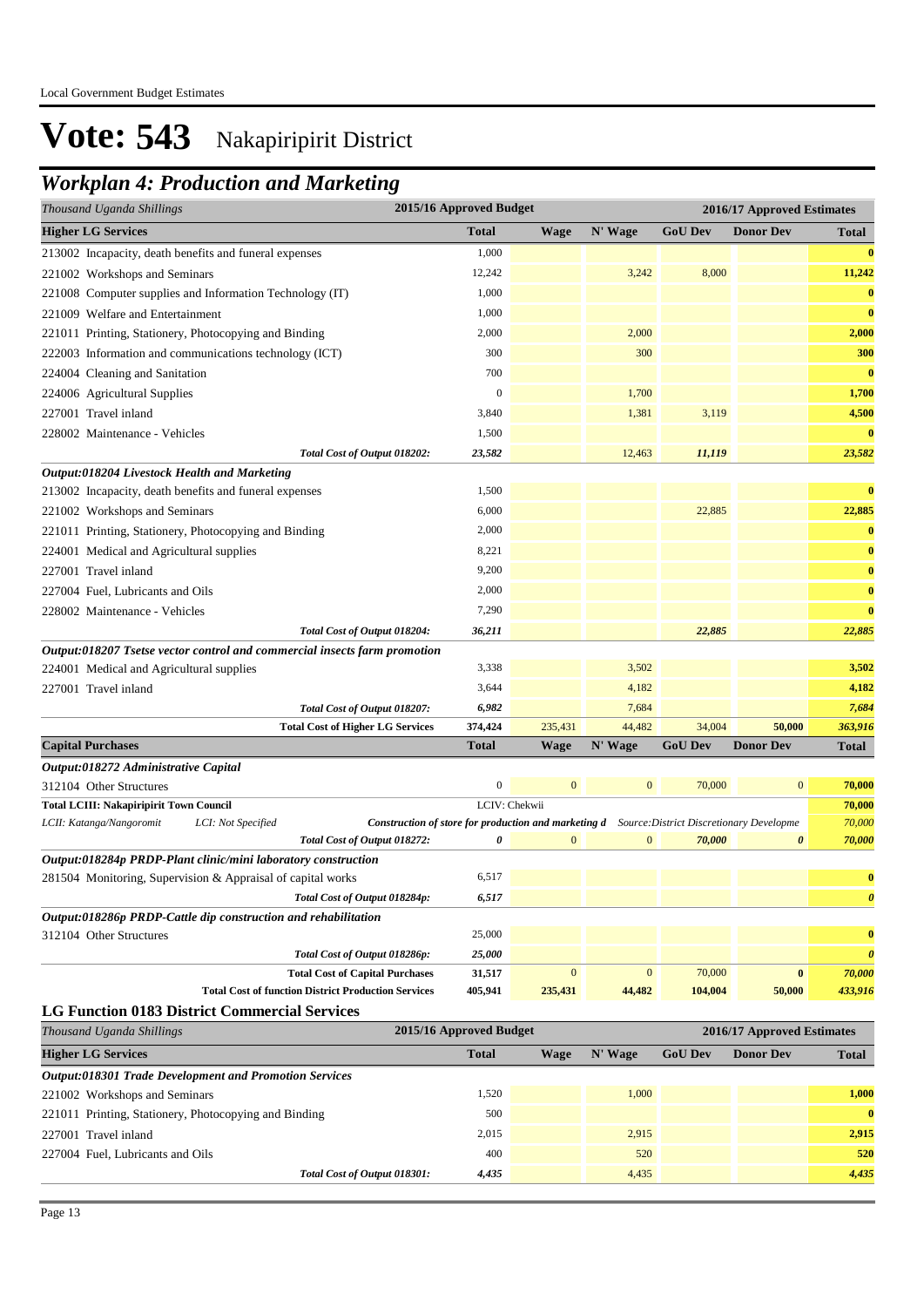# Vote: 543 Nakapiripirit District

## *Workplan 4: Production and Marketing*

| *Thousand Uganda Shillings* | 2015/16 Approved Budget | 2016/17 Approved Estimates | | | | |
|---|---|---|---|---|---|---|
| **Higher LG Services** | **Total** | **Wage** | **N' Wage** | **GoU Dev** | **Donor Dev** | **Total** |
| 213002 Incapacity, death benefits and funeral expenses | 1,000 | | | | | **0** |
| 221002 Workshops and Seminars | 12,242 | | 3,242 | 8,000 | | **11,242** |
| 221008 Computer supplies and Information Technology (IT) | 1,000 | | | | | **0** |
| 221009 Welfare and Entertainment | 1,000 | | | | | **0** |
| 221011 Printing, Stationery, Photocopying and Binding | 2,000 | | 2,000 | | | **2,000** |
| 222003 Information and communications technology (ICT) | 300 | | 300 | | | **300** |
| 224004 Cleaning and Sanitation | 700 | | | | | **0** |
| 224006 Agricultural Supplies | 0 | | 1,700 | | | **1,700** |
| 227001 Travel inland | 3,840 | | 1,381 | 3,119 | | **4,500** |
| 228002 Maintenance - Vehicles | 1,500 | | | | | **0** |
| *Total Cost of Output 018202:* | *23,582* | | 12,463 | *11,119* | | *23,582* |
| ***Output:018204 Livestock Health and Marketing*** | | | | | | |
| 213002 Incapacity, death benefits and funeral expenses | 1,500 | | | | | **0** |
| 221002 Workshops and Seminars | 6,000 | | | 22,885 | | **22,885** |
| 221011 Printing, Stationery, Photocopying and Binding | 2,000 | | | | | **0** |
| 224001 Medical and Agricultural supplies | 8,221 | | | | | **0** |
| 227001 Travel inland | 9,200 | | | | | **0** |
| 227004 Fuel, Lubricants and Oils | 2,000 | | | | | **0** |
| 228002 Maintenance - Vehicles | 7,290 | | | | | **0** |
| *Total Cost of Output 018204:* | *36,211* | | | *22,885* | | *22,885* |
| ***Output:018207 Tsetse vector control and commercial insects farm promotion*** | | | | | | |
| 224001 Medical and Agricultural supplies | 3,338 | | 3,502 | | | **3,502** |
| 227001 Travel inland | 3,644 | | 4,182 | | | **4,182** |
| *Total Cost of Output 018207:* | *6,982* | | 7,684 | | | *7,684* |
| **Total Cost of Higher LG Services** | **374,424** | 235,431 | 44,482 | 34,004 | **50,000** | *363,916* |
| **Capital Purchases** | **Total** | **Wage** | **N' Wage** | **GoU Dev** | **Donor Dev** | **Total** |
| ***Output:018272 Administrative Capital*** | | | | | | |
| 312104 Other Structures | 0 | 0 | 0 | 70,000 | 0 | **70,000** |
| **Total LCIII: Nakapiripirit Town Council** | LCIV: Chekwii | | | | | **70,000** |
| *LCII: Katanga/Nangoromit* &nbsp; *LCI: Not Specified* &nbsp; ***Construction of store for production and marketing d*** | | | *Source:District Discretionary Developme* | | | *70,000* |
| *Total Cost of Output 018272:* | *0* | 0 | 0 | *70,000* | *0* | *70,000* |
| ***Output:018284p PRDP-Plant clinic/mini laboratory construction*** | | | | | | |
| 281504 Monitoring, Supervision & Appraisal of capital works | 6,517 | | | | | **0** |
| *Total Cost of Output 018284p:* | *6,517* | | | | | *0* |
| ***Output:018286p PRDP-Cattle dip construction and rehabilitation*** | | | | | | |
| 312104 Other Structures | 25,000 | | | | | **0** |
| *Total Cost of Output 018286p:* | *25,000* | | | | | *0* |
| **Total Cost of Capital Purchases** | **31,517** | 0 | 0 | 70,000 | **0** | *70,000* |
| **Total Cost of function District Production Services** | **405,941** | **235,431** | **44,482** | **104,004** | **50,000** | *433,916* |

### LG Function 0183 District Commercial Services

| *Thousand Uganda Shillings* | 2015/16 Approved Budget | 2016/17 Approved Estimates | | | | |
|---|---|---|---|---|---|---|
| **Higher LG Services** | **Total** | **Wage** | **N' Wage** | **GoU Dev** | **Donor Dev** | **Total** |
| ***Output:018301 Trade Development and Promotion Services*** | | | | | | |
| 221002 Workshops and Seminars | 1,520 | | 1,000 | | | **1,000** |
| 221011 Printing, Stationery, Photocopying and Binding | 500 | | | | | **0** |
| 227001 Travel inland | 2,015 | | 2,915 | | | **2,915** |
| 227004 Fuel, Lubricants and Oils | 400 | | 520 | | | **520** |
| *Total Cost of Output 018301:* | *4,435* | | 4,435 | | | *4,435* |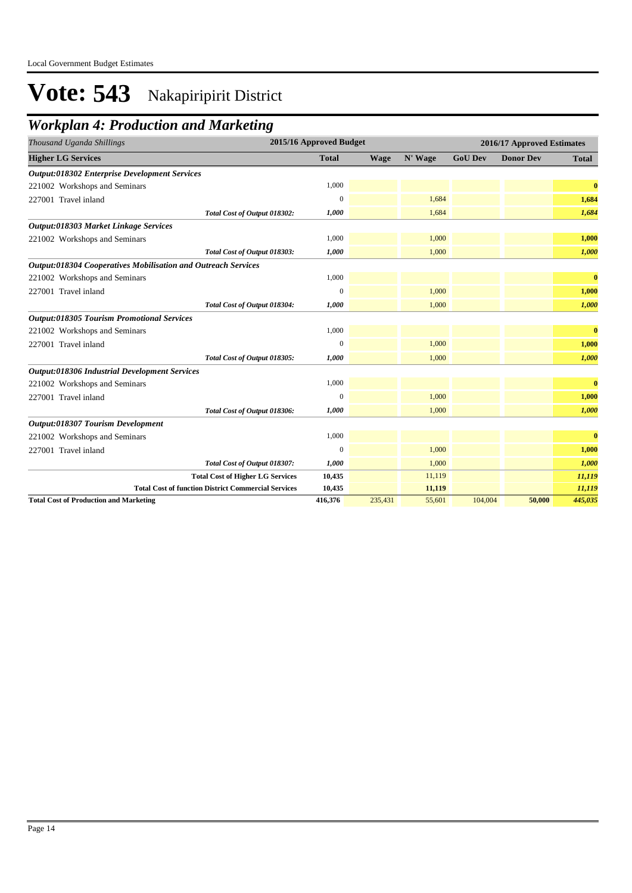Local Government Budget Estimates

# Vote: 543 Nakapiripirit District

## *Workplan 4: Production and Marketing*

| *Thousand Uganda Shillings* | 2015/16 Approved Budget | 2016/17 Approved Estimates | | | | |
|---|---|---|---|---|---|---|
| **Higher LG Services** | **Total** | **Wage** | **N' Wage** | **GoU Dev** | **Donor Dev** | **Total** |
| ***Output:018302 Enterprise Development Services*** | | | | | | |
| 221002 Workshops and Seminars | 1,000 | | | | | **0** |
| 227001 Travel inland | 0 | | 1,684 | | | **1,684** |
| *Total Cost of Output 018302:* | *1,000* | | 1,684 | | | ***1,684*** |
| ***Output:018303 Market Linkage Services*** | | | | | | |
| 221002 Workshops and Seminars | 1,000 | | 1,000 | | | **1,000** |
| *Total Cost of Output 018303:* | *1,000* | | 1,000 | | | ***1,000*** |
| ***Output:018304 Cooperatives Mobilisation and Outreach Services*** | | | | | | |
| 221002 Workshops and Seminars | 1,000 | | | | | **0** |
| 227001 Travel inland | 0 | | 1,000 | | | **1,000** |
| *Total Cost of Output 018304:* | *1,000* | | 1,000 | | | ***1,000*** |
| ***Output:018305 Tourism Promotional Services*** | | | | | | |
| 221002 Workshops and Seminars | 1,000 | | | | | **0** |
| 227001 Travel inland | 0 | | 1,000 | | | **1,000** |
| *Total Cost of Output 018305:* | *1,000* | | 1,000 | | | ***1,000*** |
| ***Output:018306 Industrial Development Services*** | | | | | | |
| 221002 Workshops and Seminars | 1,000 | | | | | **0** |
| 227001 Travel inland | 0 | | 1,000 | | | **1,000** |
| *Total Cost of Output 018306:* | *1,000* | | 1,000 | | | ***1,000*** |
| ***Output:018307 Tourism Development*** | | | | | | |
| 221002 Workshops and Seminars | 1,000 | | | | | **0** |
| 227001 Travel inland | 0 | | 1,000 | | | **1,000** |
| *Total Cost of Output 018307:* | *1,000* | | 1,000 | | | ***1,000*** |
| **Total Cost of Higher LG Services** | **10,435** | | 11,119 | | | ***11,119*** |
| **Total Cost of function District Commercial Services** | **10,435** | | **11,119** | | | ***11,119*** |
| **Total Cost of Production and Marketing** | **416,376** | 235,431 | 55,601 | 104,004 | **50,000** | ***445,035*** |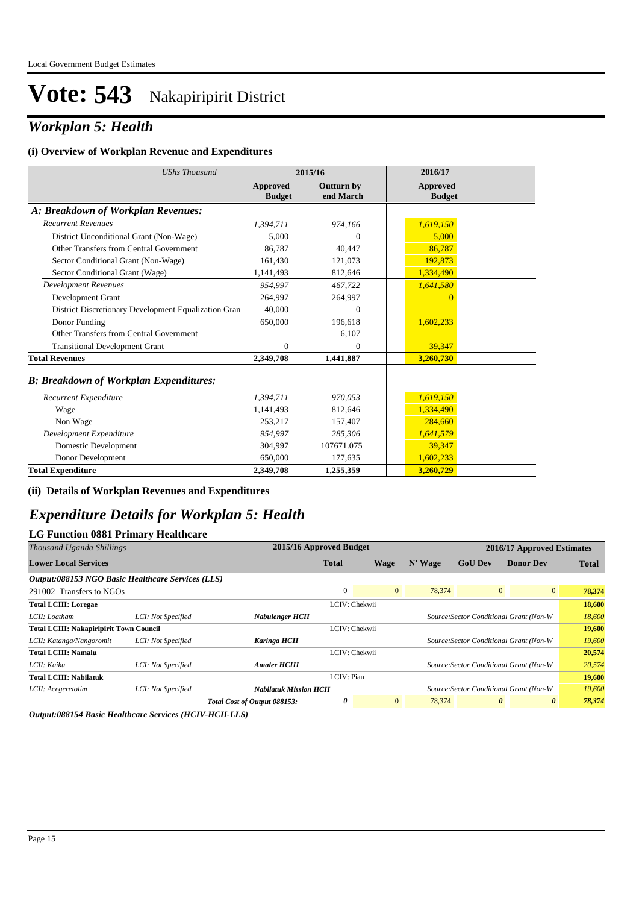# Vote: 543 Nakapiripirit District

## *Workplan 5: Health*

### (i) Overview of Workplan Revenue and Expenditures

| *UShs Thousand* | 2015/16 | | 2016/17 |
|---|---|---|---|
| | **Approved Budget** | **Outturn by end March** | **Approved Budget** |
| ***A: Breakdown of Workplan Revenues:*** | | | |
| *Recurrent Revenues* | *1,394,711* | *974,166* | *1,619,150* |
| District Unconditional Grant (Non-Wage) | 5,000 | 0 | 5,000 |
| Other Transfers from Central Government | 86,787 | 40,447 | 86,787 |
| Sector Conditional Grant (Non-Wage) | 161,430 | 121,073 | 192,873 |
| Sector Conditional Grant (Wage) | 1,141,493 | 812,646 | 1,334,490 |
| *Development Revenues* | *954,997* | *467,722* | *1,641,580* |
| Development Grant | 264,997 | 264,997 | 0 |
| District Discretionary Development Equalization Gran | 40,000 | 0 | |
| Donor Funding | 650,000 | 196,618 | 1,602,233 |
| Other Transfers from Central Government | | 6,107 | |
| Transitional Development Grant | 0 | 0 | 39,347 |
| **Total Revenues** | **2,349,708** | **1,441,887** | **3,260,730** |
| ***B: Breakdown of Workplan Expenditures:*** | | | |
| *Recurrent Expenditure* | *1,394,711* | *970,053* | *1,619,150* |
| Wage | 1,141,493 | 812,646 | 1,334,490 |
| Non Wage | 253,217 | 157,407 | 284,660 |
| *Development Expenditure* | *954,997* | *285,306* | *1,641,579* |
| Domestic Development | 304,997 | 107671.075 | 39,347 |
| Donor Development | 650,000 | 177,635 | 1,602,233 |
| **Total Expenditure** | **2,349,708** | **1,255,359** | **3,260,729** |

### (ii) Details of Workplan Revenues and Expenditures

## *Expenditure Details for Workplan 5: Health*

### LG Function 0881 Primary Healthcare

| *Thousand Uganda Shillings* | | | 2015/16 Approved Budget | | 2016/17 Approved Estimates | | | |
|---|---|---|---|---|---|---|---|---|
| **Lower Local Services** | | | **Total** | **Wage** | **N' Wage** | **GoU Dev** | **Donor Dev** | **Total** |
| ***Output:088153 NGO Basic Healthcare Services (LLS)*** | | | | | | | | |
| 291002 Transfers to NGOs | | | 0 | 0 | 78,374 | 0 | 0 | **78,374** |
| **Total LCIII: Loregae** | | | LCIV: Chekwii | | | | | **18,600** |
| *LCII: Loatham* | *LCI: Not Specified* | ***Nabulenger HCII*** | | | *Source:Sector Conditional Grant (Non-W* | | | *18,600* |
| **Total LCIII: Nakapiripirit Town Council** | | | LCIV: Chekwii | | | | | **19,600** |
| *LCII: Katanga/Nangoromit* | *LCI: Not Specified* | ***Karinga HCII*** | | | *Source:Sector Conditional Grant (Non-W* | | | *19,600* |
| **Total LCIII: Namalu** | | | LCIV: Chekwii | | | | | **20,574** |
| *LCII: Kaiku* | *LCI: Not Specified* | ***Amaler HCIII*** | | | *Source:Sector Conditional Grant (Non-W* | | | *20,574* |
| **Total LCIII: Nabilatuk** | | | LCIV: Pian | | | | | **19,600** |
| *LCII: Acegeretolim* | *LCI: Not Specified* | ***Nabilatuk Mission HCII*** | | | *Source:Sector Conditional Grant (Non-W* | | | *19,600* |
| | | ***Total Cost of Output 088153:*** | ***0*** | 0 | 78,374 | ***0*** | ***0*** | ***78,374*** |

***Output:088154 Basic Healthcare Services (HCIV-HCII-LLS)***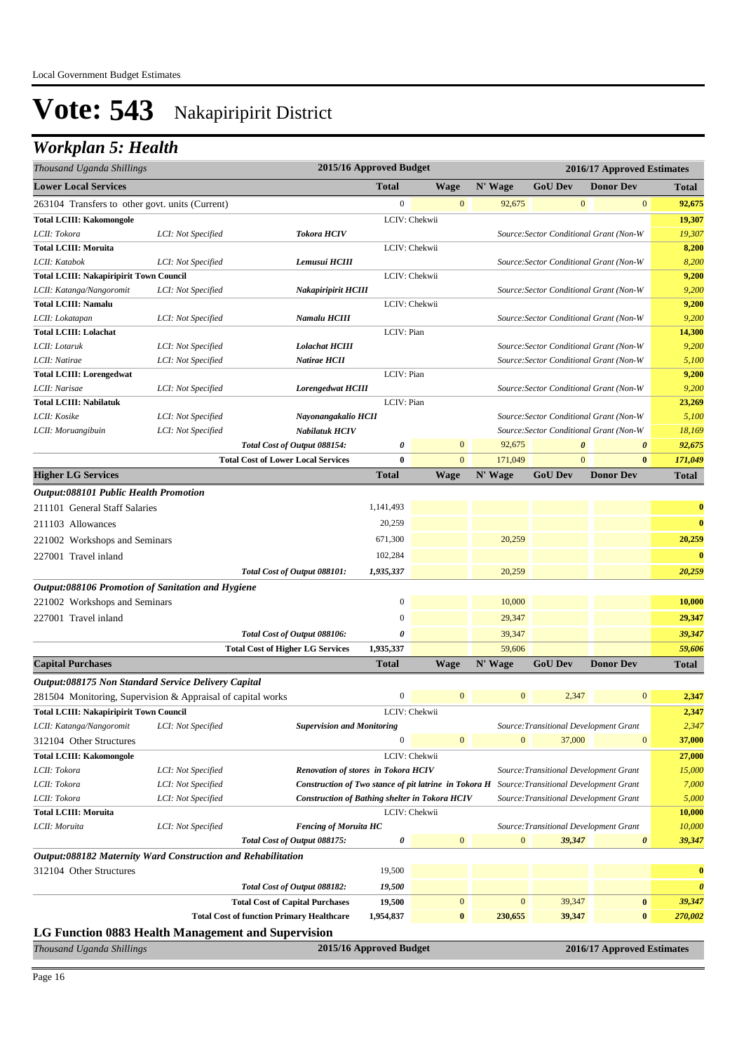# Vote: 543 Nakapiripirit District

## *Workplan 5: Health*

| *Thousand Uganda Shillings* | | | 2015/16 Approved Budget | | 2016/17 Approved Estimates | | | |
|---|---|---|---|---|---|---|---|---|
| **Lower Local Services** | | | **Total** | **Wage** | **N' Wage** | **GoU Dev** | **Donor Dev** | **Total** |
| 263104 Transfers to other govt. units (Current) | | | 0 | 0 | 92,675 | 0 | 0 | **92,675** |
| **Total LCIII: Kakomongole** | | | LCIV: Chekwii | | | | | **19,307** |
| *LCII: Tokora* | *LCI: Not Specified* | ***Tokora HCIV*** | | | *Source:Sector Conditional Grant (Non-W* | | | *19,307* |
| **Total LCIII: Moruita** | | | LCIV: Chekwii | | | | | **8,200** |
| *LCII: Katabok* | *LCI: Not Specified* | ***Lemusui HCIII*** | | | *Source:Sector Conditional Grant (Non-W* | | | *8,200* |
| **Total LCIII: Nakapiripirit Town Council** | | | LCIV: Chekwii | | | | | **9,200** |
| *LCII: Katanga/Nangoromit* | *LCI: Not Specified* | ***Nakapiripirit HCIII*** | | | *Source:Sector Conditional Grant (Non-W* | | | *9,200* |
| **Total LCIII: Namalu** | | | LCIV: Chekwii | | | | | **9,200** |
| *LCII: Lokatapan* | *LCI: Not Specified* | ***Namalu HCIII*** | | | *Source:Sector Conditional Grant (Non-W* | | | *9,200* |
| **Total LCIII: Lolachat** | | | LCIV: Pian | | | | | **14,300** |
| *LCII: Lotaruk* | *LCI: Not Specified* | ***Lolachat HCIII*** | | | *Source:Sector Conditional Grant (Non-W* | | | *9,200* |
| *LCII: Natirae* | *LCI: Not Specified* | ***Natirae HCII*** | | | *Source:Sector Conditional Grant (Non-W* | | | *5,100* |
| **Total LCIII: Lorengedwat** | | | LCIV: Pian | | | | | **9,200** |
| *LCII: Narisae* | *LCI: Not Specified* | ***Lorengedwat HCIII*** | | | *Source:Sector Conditional Grant (Non-W* | | | *9,200* |
| **Total LCIII: Nabilatuk** | | | LCIV: Pian | | | | | **23,269** |
| *LCII: Kosike* | *LCI: Not Specified* | ***Nayonangakalio HCII*** | | | *Source:Sector Conditional Grant (Non-W* | | | *5,100* |
| *LCII: Moruangibuin* | *LCI: Not Specified* | ***Nabilatuk HCIV*** | | | *Source:Sector Conditional Grant (Non-W* | | | *18,169* |
| | | ***Total Cost of Output 088154:*** | ***0*** | 0 | 92,675 | ***0*** | ***0*** | ***92,675*** |
| | | **Total Cost of Lower Local Services** | **0** | 0 | 171,049 | 0 | **0** | ***171,049*** |
| **Higher LG Services** | | | **Total** | **Wage** | **N' Wage** | **GoU Dev** | **Donor Dev** | **Total** |
| ***Output:088101 Public Health Promotion*** | | | | | | | | |
| 211101 General Staff Salaries | | | 1,141,493 | | | | | **0** |
| 211103 Allowances | | | 20,259 | | | | | **0** |
| 221002 Workshops and Seminars | | | 671,300 | | 20,259 | | | **20,259** |
| 227001 Travel inland | | | 102,284 | | | | | **0** |
| | | ***Total Cost of Output 088101:*** | ***1,935,337*** | | 20,259 | | | ***20,259*** |
| ***Output:088106 Promotion of Sanitation and Hygiene*** | | | | | | | | |
| 221002 Workshops and Seminars | | | 0 | | 10,000 | | | **10,000** |
| 227001 Travel inland | | | 0 | | 29,347 | | | **29,347** |
| | | ***Total Cost of Output 088106:*** | ***0*** | | 39,347 | | | ***39,347*** |
| | | **Total Cost of Higher LG Services** | **1,935,337** | | 59,606 | | | ***59,606*** |
| **Capital Purchases** | | | **Total** | **Wage** | **N' Wage** | **GoU Dev** | **Donor Dev** | **Total** |
| ***Output:088175 Non Standard Service Delivery Capital*** | | | | | | | | |
| 281504 Monitoring, Supervision & Appraisal of capital works | | | 0 | 0 | 0 | 2,347 | 0 | **2,347** |
| **Total LCIII: Nakapiripirit Town Council** | | | LCIV: Chekwii | | | | | **2,347** |
| *LCII: Katanga/Nangoromit* | *LCI: Not Specified* | ***Supervision and Monitoring*** | | | *Source:Transitional Development Grant* | | | *2,347* |
| 312104 Other Structures | | | 0 | 0 | 0 | 37,000 | 0 | **37,000** |
| **Total LCIII: Kakomongole** | | | LCIV: Chekwii | | | | | **27,000** |
| *LCII: Tokora* | *LCI: Not Specified* | ***Renovation of stores in Tokora HCIV*** | | | *Source:Transitional Development Grant* | | | *15,000* |
| *LCII: Tokora* | *LCI: Not Specified* | ***Construction of Two stance of pit latrine in Tokora H*** | | | *Source:Transitional Development Grant* | | | *7,000* |
| *LCII: Tokora* | *LCI: Not Specified* | ***Construction of Bathing shelter in Tokora HCIV*** | | | *Source:Transitional Development Grant* | | | *5,000* |
| **Total LCIII: Moruita** | | | LCIV: Chekwii | | | | | **10,000** |
| *LCII: Moruita* | *LCI: Not Specified* | ***Fencing of Moruita HC*** | | | *Source:Transitional Development Grant* | | | *10,000* |
| | | ***Total Cost of Output 088175:*** | ***0*** | 0 | 0 | ***39,347*** | ***0*** | ***39,347*** |
| ***Output:088182 Maternity Ward Construction and Rehabilitation*** | | | | | | | | |
| 312104 Other Structures | | | 19,500 | | | | | **0** |
| | | ***Total Cost of Output 088182:*** | ***19,500*** | | | | | ***0*** |
| | | **Total Cost of Capital Purchases** | **19,500** | 0 | 0 | 39,347 | **0** | ***39,347*** |
| | | **Total Cost of function Primary Healthcare** | **1,954,837** | **0** | **230,655** | **39,347** | **0** | ***270,002*** |

### LG Function 0883 Health Management and Supervision

| *Thousand Uganda Shillings* | 2015/16 Approved Budget | 2016/17 Approved Estimates |
|---|---|---|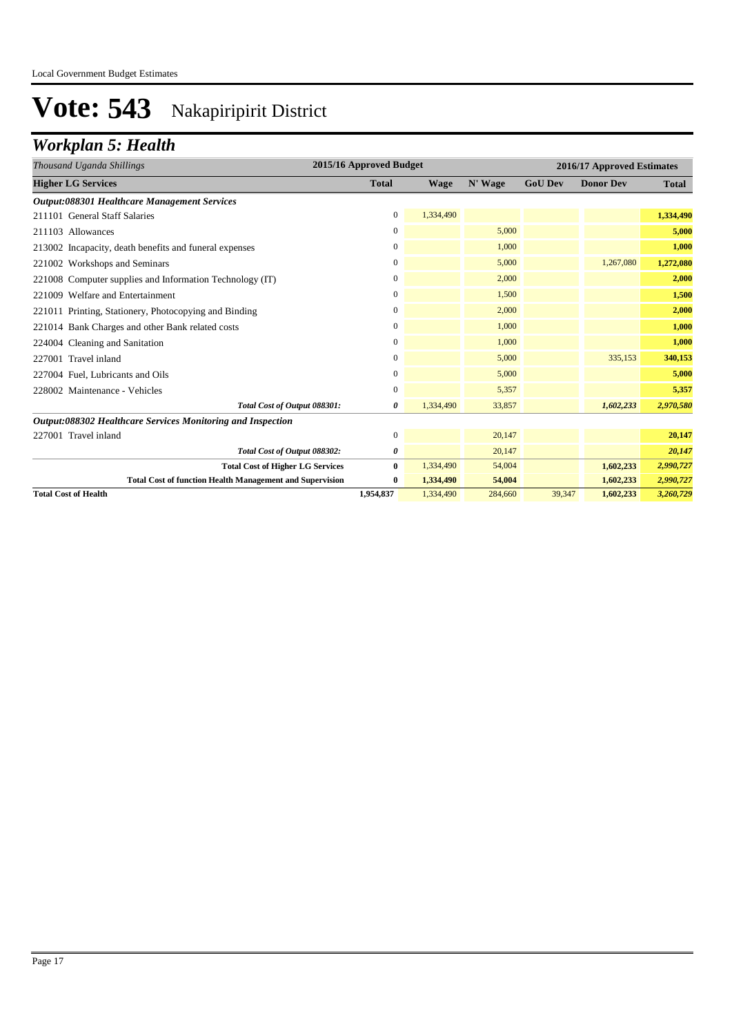Local Government Budget Estimates

# Vote: 543 Nakapiripirit District

## *Workplan 5: Health*

| *Thousand Uganda Shillings* | 2015/16 Approved Budget | 2016/17 Approved Estimates | | | | |
|---|---|---|---|---|---|---|
| **Higher LG Services** | **Total** | **Wage** | **N' Wage** | **GoU Dev** | **Donor Dev** | **Total** |
| ***Output:088301 Healthcare Management Services*** | | | | | | |
| 211101 General Staff Salaries | 0 | 1,334,490 | | | | **1,334,490** |
| 211103 Allowances | 0 | | 5,000 | | | **5,000** |
| 213002 Incapacity, death benefits and funeral expenses | 0 | | 1,000 | | | **1,000** |
| 221002 Workshops and Seminars | 0 | | 5,000 | | 1,267,080 | **1,272,080** |
| 221008 Computer supplies and Information Technology (IT) | 0 | | 2,000 | | | **2,000** |
| 221009 Welfare and Entertainment | 0 | | 1,500 | | | **1,500** |
| 221011 Printing, Stationery, Photocopying and Binding | 0 | | 2,000 | | | **2,000** |
| 221014 Bank Charges and other Bank related costs | 0 | | 1,000 | | | **1,000** |
| 224004 Cleaning and Sanitation | 0 | | 1,000 | | | **1,000** |
| 227001 Travel inland | 0 | | 5,000 | | 335,153 | **340,153** |
| 227004 Fuel, Lubricants and Oils | 0 | | 5,000 | | | **5,000** |
| 228002 Maintenance - Vehicles | 0 | | 5,357 | | | **5,357** |
| ***Total Cost of Output 088301:*** | ***0*** | 1,334,490 | 33,857 | | ***1,602,233*** | ***2,970,580*** |
| ***Output:088302 Healthcare Services Monitoring and Inspection*** | | | | | | |
| 227001 Travel inland | 0 | | 20,147 | | | **20,147** |
| ***Total Cost of Output 088302:*** | ***0*** | | 20,147 | | | ***20,147*** |
| **Total Cost of Higher LG Services** | **0** | 1,334,490 | 54,004 | | **1,602,233** | ***2,990,727*** |
| **Total Cost of function Health Management and Supervision** | **0** | **1,334,490** | **54,004** | | **1,602,233** | ***2,990,727*** |
| **Total Cost of Health** | **1,954,837** | 1,334,490 | 284,660 | 39,347 | **1,602,233** | ***3,260,729*** |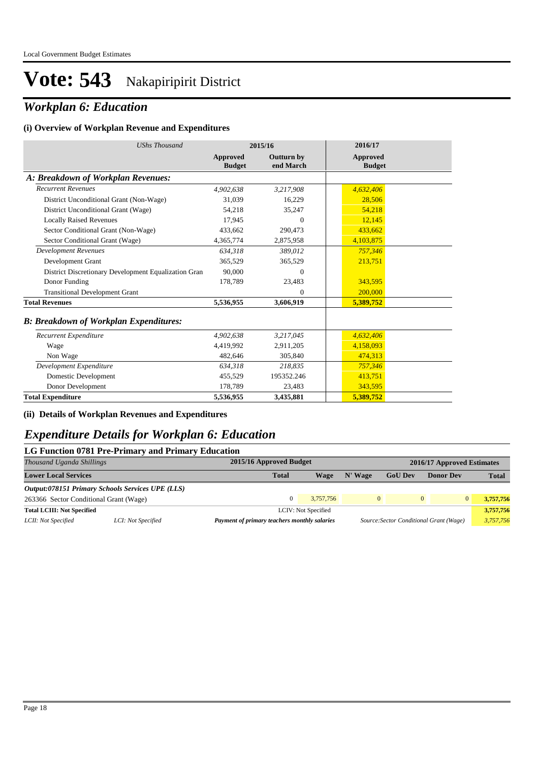# Vote: 543 Nakapiripirit District

## *Workplan 6: Education*

### (i) Overview of Workplan Revenue and Expenditures

| *UShs Thousand* | 2015/16 Approved Budget | 2015/16 Outturn by end March | 2016/17 Approved Budget |
|---|---|---|---|
| ***A: Breakdown of Workplan Revenues:*** | | | |
| *Recurrent Revenues* | *4,902,638* | *3,217,908* | *4,632,406* |
| District Unconditional Grant (Non-Wage) | 31,039 | 16,229 | 28,506 |
| District Unconditional Grant (Wage) | 54,218 | 35,247 | 54,218 |
| Locally Raised Revenues | 17,945 | 0 | 12,145 |
| Sector Conditional Grant (Non-Wage) | 433,662 | 290,473 | 433,662 |
| Sector Conditional Grant (Wage) | 4,365,774 | 2,875,958 | 4,103,875 |
| *Development Revenues* | *634,318* | *389,012* | *757,346* |
| Development Grant | 365,529 | 365,529 | 213,751 |
| District Discretionary Development Equalization Gran | 90,000 | 0 | |
| Donor Funding | 178,789 | 23,483 | 343,595 |
| Transitional Development Grant | | 0 | 200,000 |
| **Total Revenues** | **5,536,955** | **3,606,919** | **5,389,752** |
| ***B: Breakdown of Workplan Expenditures:*** | | | |
| *Recurrent Expenditure* | *4,902,638* | *3,217,045* | *4,632,406* |
| Wage | 4,419,992 | 2,911,205 | 4,158,093 |
| Non Wage | 482,646 | 305,840 | 474,313 |
| *Development Expenditure* | *634,318* | *218,835* | *757,346* |
| Domestic Development | 455,529 | 195352.246 | 413,751 |
| Donor Development | 178,789 | 23,483 | 343,595 |
| **Total Expenditure** | **5,536,955** | **3,435,881** | **5,389,752** |

### (ii) Details of Workplan Revenues and Expenditures

## *Expenditure Details for Workplan 6: Education*

### LG Function 0781 Pre-Primary and Primary Education

| *Thousand Uganda Shillings* | | 2015/16 Approved Budget | | 2016/17 Approved Estimates | | | |
|---|---|---|---|---|---|---|---|
| **Lower Local Services** | | **Total** | **Wage** | **N' Wage** | **GoU Dev** | **Donor Dev** | **Total** |
| ***Output:078151 Primary Schools Services UPE (LLS)*** | | | | | | | |
| 263366 Sector Conditional Grant (Wage) | | 0 | 3,757,756 | 0 | 0 | 0 | **3,757,756** |
| **Total LCIII: Not Specified** | | LCIV: Not Specified | | | | | **3,757,756** |
| *LCII: Not Specified* | *LCI: Not Specified* | ***Payment of primary teachers monthly salaries*** | | *Source:Sector Conditional Grant (Wage)* | | | *3,757,756* |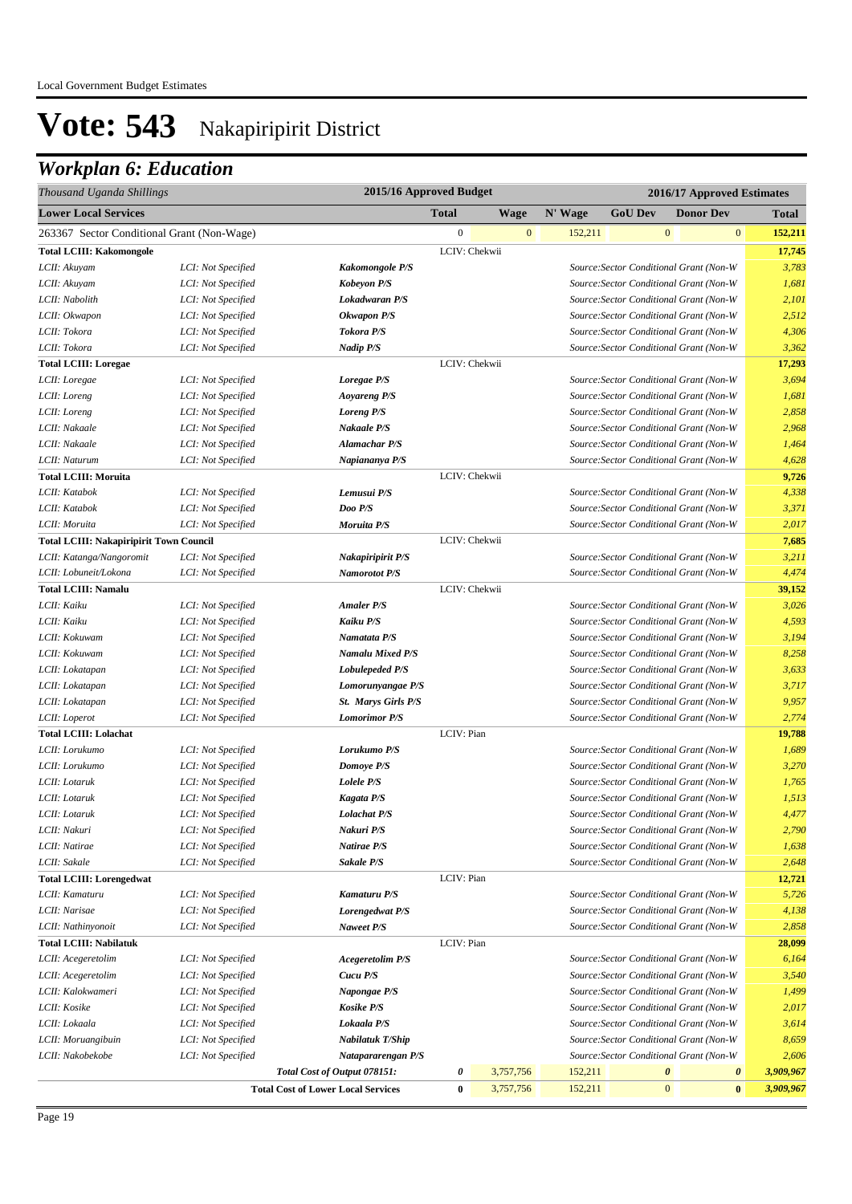# Vote: 543 Nakapiripirit District

## *Workplan 6: Education*

| *Thousand Uganda Shillings* | | | 2015/16 Approved Budget | | 2016/17 Approved Estimates | | | |
|---|---|---|---|---|---|---|---|---|
| **Lower Local Services** | | | **Total** | **Wage** | **N' Wage** | **GoU Dev** | **Donor Dev** | **Total** |
| 263367 Sector Conditional Grant (Non-Wage) | | | 0 | 0 | 152,211 | 0 | 0 | 152,211 |
| **Total LCIII: Kakomongole** | | | LCIV: Chekwii | | | | | **17,745** |
| *LCII: Akuyam* | *LCI: Not Specified* | ***Kakomongole P/S*** | | | *Source:Sector Conditional Grant (Non-W* | | | *3,783* |
| *LCII: Akuyam* | *LCI: Not Specified* | ***Kobeyon P/S*** | | | *Source:Sector Conditional Grant (Non-W* | | | *1,681* |
| *LCII: Nabolith* | *LCI: Not Specified* | ***Lokadwaran P/S*** | | | *Source:Sector Conditional Grant (Non-W* | | | *2,101* |
| *LCII: Okwapon* | *LCI: Not Specified* | ***Okwapon P/S*** | | | *Source:Sector Conditional Grant (Non-W* | | | *2,512* |
| *LCII: Tokora* | *LCI: Not Specified* | ***Tokora P/S*** | | | *Source:Sector Conditional Grant (Non-W* | | | *4,306* |
| *LCII: Tokora* | *LCI: Not Specified* | ***Nadip P/S*** | | | *Source:Sector Conditional Grant (Non-W* | | | *3,362* |
| **Total LCIII: Loregae** | | | LCIV: Chekwii | | | | | **17,293** |
| *LCII: Loregae* | *LCI: Not Specified* | ***Loregae P/S*** | | | *Source:Sector Conditional Grant (Non-W* | | | *3,694* |
| *LCII: Loreng* | *LCI: Not Specified* | ***Aoyareng P/S*** | | | *Source:Sector Conditional Grant (Non-W* | | | *1,681* |
| *LCII: Loreng* | *LCI: Not Specified* | ***Loreng P/S*** | | | *Source:Sector Conditional Grant (Non-W* | | | *2,858* |
| *LCII: Nakaale* | *LCI: Not Specified* | ***Nakaale P/S*** | | | *Source:Sector Conditional Grant (Non-W* | | | *2,968* |
| *LCII: Nakaale* | *LCI: Not Specified* | ***Alamachar P/S*** | | | *Source:Sector Conditional Grant (Non-W* | | | *1,464* |
| *LCII: Naturum* | *LCI: Not Specified* | ***Napiananya P/S*** | | | *Source:Sector Conditional Grant (Non-W* | | | *4,628* |
| **Total LCIII: Moruita** | | | LCIV: Chekwii | | | | | **9,726** |
| *LCII: Katabok* | *LCI: Not Specified* | ***Lemusui P/S*** | | | *Source:Sector Conditional Grant (Non-W* | | | *4,338* |
| *LCII: Katabok* | *LCI: Not Specified* | ***Doo P/S*** | | | *Source:Sector Conditional Grant (Non-W* | | | *3,371* |
| *LCII: Moruita* | *LCI: Not Specified* | ***Moruita P/S*** | | | *Source:Sector Conditional Grant (Non-W* | | | *2,017* |
| **Total LCIII: Nakapiripirit Town Council** | | | LCIV: Chekwii | | | | | **7,685** |
| *LCII: Katanga/Nangoromit* | *LCI: Not Specified* | ***Nakapiripirit P/S*** | | | *Source:Sector Conditional Grant (Non-W* | | | *3,211* |
| *LCII: Lobuneit/Lokona* | *LCI: Not Specified* | ***Namorotot P/S*** | | | *Source:Sector Conditional Grant (Non-W* | | | *4,474* |
| **Total LCIII: Namalu** | | | LCIV: Chekwii | | | | | **39,152** |
| *LCII: Kaiku* | *LCI: Not Specified* | ***Amaler P/S*** | | | *Source:Sector Conditional Grant (Non-W* | | | *3,026* |
| *LCII: Kaiku* | *LCI: Not Specified* | ***Kaiku P/S*** | | | *Source:Sector Conditional Grant (Non-W* | | | *4,593* |
| *LCII: Kokuwam* | *LCI: Not Specified* | ***Namatata P/S*** | | | *Source:Sector Conditional Grant (Non-W* | | | *3,194* |
| *LCII: Kokuwam* | *LCI: Not Specified* | ***Namalu Mixed P/S*** | | | *Source:Sector Conditional Grant (Non-W* | | | *8,258* |
| *LCII: Lokatapan* | *LCI: Not Specified* | ***Lobulepeded P/S*** | | | *Source:Sector Conditional Grant (Non-W* | | | *3,633* |
| *LCII: Lokatapan* | *LCI: Not Specified* | ***Lomorunyangae P/S*** | | | *Source:Sector Conditional Grant (Non-W* | | | *3,717* |
| *LCII: Lokatapan* | *LCI: Not Specified* | ***St. Marys Girls P/S*** | | | *Source:Sector Conditional Grant (Non-W* | | | *9,957* |
| *LCII: Loperot* | *LCI: Not Specified* | ***Lomorimor P/S*** | | | *Source:Sector Conditional Grant (Non-W* | | | *2,774* |
| **Total LCIII: Lolachat** | | | LCIV: Pian | | | | | **19,788** |
| *LCII: Lorukumo* | *LCI: Not Specified* | ***Lorukumo P/S*** | | | *Source:Sector Conditional Grant (Non-W* | | | *1,689* |
| *LCII: Lorukumo* | *LCI: Not Specified* | ***Domoye P/S*** | | | *Source:Sector Conditional Grant (Non-W* | | | *3,270* |
| *LCII: Lotaruk* | *LCI: Not Specified* | ***Lolele P/S*** | | | *Source:Sector Conditional Grant (Non-W* | | | *1,765* |
| *LCII: Lotaruk* | *LCI: Not Specified* | ***Kagata P/S*** | | | *Source:Sector Conditional Grant (Non-W* | | | *1,513* |
| *LCII: Lotaruk* | *LCI: Not Specified* | ***Lolachat P/S*** | | | *Source:Sector Conditional Grant (Non-W* | | | *4,477* |
| *LCII: Nakuri* | *LCI: Not Specified* | ***Nakuri P/S*** | | | *Source:Sector Conditional Grant (Non-W* | | | *2,790* |
| *LCII: Natirae* | *LCI: Not Specified* | ***Natirae P/S*** | | | *Source:Sector Conditional Grant (Non-W* | | | *1,638* |
| *LCII: Sakale* | *LCI: Not Specified* | ***Sakale P/S*** | | | *Source:Sector Conditional Grant (Non-W* | | | *2,648* |
| **Total LCIII: Lorengedwat** | | | LCIV: Pian | | | | | **12,721** |
| *LCII: Kamaturu* | *LCI: Not Specified* | ***Kamaturu P/S*** | | | *Source:Sector Conditional Grant (Non-W* | | | *5,726* |
| *LCII: Narisae* | *LCI: Not Specified* | ***Lorengedwat P/S*** | | | *Source:Sector Conditional Grant (Non-W* | | | *4,138* |
| *LCII: Nathinyonoit* | *LCI: Not Specified* | ***Naweet P/S*** | | | *Source:Sector Conditional Grant (Non-W* | | | *2,858* |
| **Total LCIII: Nabilatuk** | | | LCIV: Pian | | | | | **28,099** |
| *LCII: Acegeretolim* | *LCI: Not Specified* | ***Acegeretolim P/S*** | | | *Source:Sector Conditional Grant (Non-W* | | | *6,164* |
| *LCII: Acegeretolim* | *LCI: Not Specified* | ***Cucu P/S*** | | | *Source:Sector Conditional Grant (Non-W* | | | *3,540* |
| *LCII: Kalokwameri* | *LCI: Not Specified* | ***Napongae P/S*** | | | *Source:Sector Conditional Grant (Non-W* | | | *1,499* |
| *LCII: Kosike* | *LCI: Not Specified* | ***Kosike P/S*** | | | *Source:Sector Conditional Grant (Non-W* | | | *2,017* |
| *LCII: Lokaala* | *LCI: Not Specified* | ***Lokaala P/S*** | | | *Source:Sector Conditional Grant (Non-W* | | | *3,614* |
| *LCII: Moruangibuin* | *LCI: Not Specified* | ***Nabilatuk T/Ship*** | | | *Source:Sector Conditional Grant (Non-W* | | | *8,659* |
| *LCII: Nakobekobe* | *LCI: Not Specified* | ***Natapararengan P/S*** | | | *Source:Sector Conditional Grant (Non-W* | | | *2,606* |
| | | ***Total Cost of Output 078151:*** | ***0*** | 3,757,756 | 152,211 | ***0*** | ***0*** | ***3,909,967*** |
| | | **Total Cost of Lower Local Services** | **0** | 3,757,756 | 152,211 | 0 | **0** | ***3,909,967*** |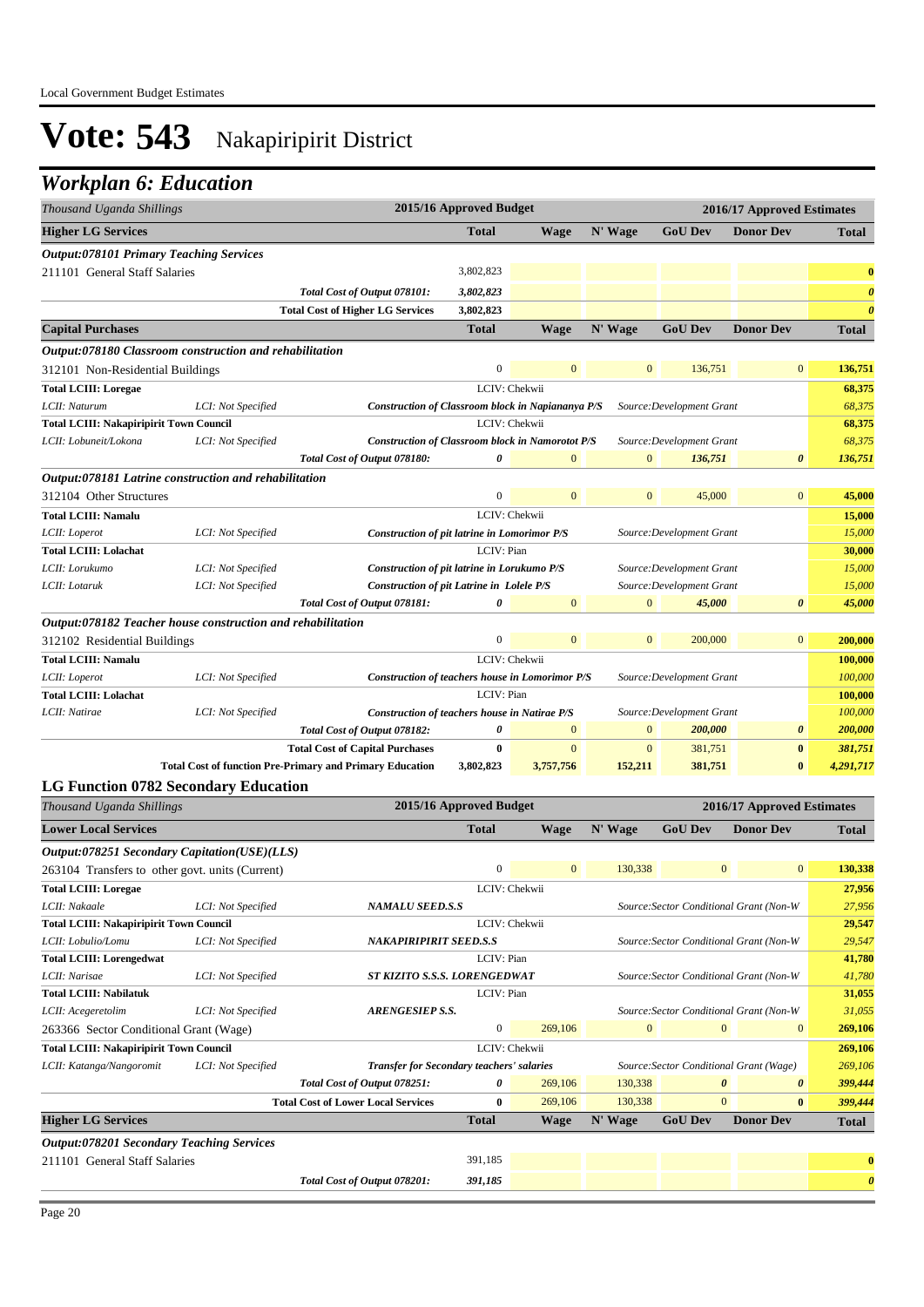# Vote: 543 Nakapiripirit District

## Workplan 6: Education

| Thousand Uganda Shillings | | | 2015/16 Approved Budget | 2016/17 Approved Estimates | | | | |
|---|---|---|---|---|---|---|---|---|
| **Higher LG Services** | | | **Total** | **Wage** | **N' Wage** | **GoU Dev** | **Donor Dev** | **Total** |
| ***Output:078101 Primary Teaching Services*** | | | | | | | | |
| 211101 General Staff Salaries | | | 3,802,823 | | | | | **0** |
| | | *Total Cost of Output 078101:* | *3,802,823* | | | | | *0* |
| | | **Total Cost of Higher LG Services** | **3,802,823** | | | | | *0* |
| **Capital Purchases** | | | **Total** | **Wage** | **N' Wage** | **GoU Dev** | **Donor Dev** | **Total** |
| ***Output:078180 Classroom construction and rehabilitation*** | | | | | | | | |
| 312101 Non-Residential Buildings | | | 0 | 0 | 0 | 136,751 | 0 | **136,751** |
| **Total LCIII: Loregae** | | | LCIV: Chekwii | | | | | **68,375** |
| *LCII: Naturum* | *LCI: Not Specified* | ***Construction of Classroom block in Napiananya P/S*** | | | *Source:Development Grant* | | | *68,375* |
| **Total LCIII: Nakapiripirit Town Council** | | | LCIV: Chekwii | | | | | **68,375** |
| *LCII: Lobuneit/Lokona* | *LCI: Not Specified* | ***Construction of Classroom block in Namorotot P/S*** | | | *Source:Development Grant* | | | *68,375* |
| | | *Total Cost of Output 078180:* | *0* | 0 | 0 | *136,751* | *0* | *136,751* |
| ***Output:078181 Latrine construction and rehabilitation*** | | | | | | | | |
| 312104 Other Structures | | | 0 | 0 | 0 | 45,000 | 0 | **45,000** |
| **Total LCIII: Namalu** | | | LCIV: Chekwii | | | | | **15,000** |
| *LCII: Loperot* | *LCI: Not Specified* | ***Construction of pit latrine in Lomorimor P/S*** | | | *Source:Development Grant* | | | *15,000* |
| **Total LCIII: Lolachat** | | | LCIV: Pian | | | | | **30,000** |
| *LCII: Lorukumo* | *LCI: Not Specified* | ***Construction of pit latrine in Lorukumo P/S*** | | | *Source:Development Grant* | | | *15,000* |
| *LCII: Lotaruk* | *LCI: Not Specified* | ***Construction of pit Latrine in Lolele P/S*** | | | *Source:Development Grant* | | | *15,000* |
| | | *Total Cost of Output 078181:* | *0* | 0 | 0 | *45,000* | *0* | *45,000* |
| ***Output:078182 Teacher house construction and rehabilitation*** | | | | | | | | |
| 312102 Residential Buildings | | | 0 | 0 | 0 | 200,000 | 0 | **200,000** |
| **Total LCIII: Namalu** | | | LCIV: Chekwii | | | | | **100,000** |
| *LCII: Loperot* | *LCI: Not Specified* | ***Construction of teachers house in Lomorimor P/S*** | | | *Source:Development Grant* | | | *100,000* |
| **Total LCIII: Lolachat** | | | LCIV: Pian | | | | | **100,000** |
| *LCII: Natirae* | *LCI: Not Specified* | ***Construction of teachers house in Natirae P/S*** | | | *Source:Development Grant* | | | *100,000* |
| | | *Total Cost of Output 078182:* | *0* | 0 | 0 | *200,000* | *0* | *200,000* |
| | | **Total Cost of Capital Purchases** | **0** | 0 | 0 | 381,751 | **0** | *381,751* |
| | **Total Cost of function Pre-Primary and Primary Education** | | **3,802,823** | **3,757,756** | **152,211** | **381,751** | **0** | ***4,291,717*** |

### LG Function 0782 Secondary Education

| Thousand Uganda Shillings | | | 2015/16 Approved Budget | 2016/17 Approved Estimates | | | | |
|---|---|---|---|---|---|---|---|---|
| **Lower Local Services** | | | **Total** | **Wage** | **N' Wage** | **GoU Dev** | **Donor Dev** | **Total** |
| ***Output:078251 Secondary Capitation(USE)(LLS)*** | | | | | | | | |
| 263104 Transfers to other govt. units (Current) | | | 0 | 0 | 130,338 | 0 | 0 | **130,338** |
| **Total LCIII: Loregae** | | | LCIV: Chekwii | | | | | **27,956** |
| *LCII: Nakaale* | *LCI: Not Specified* | ***NAMALU SEED.S.S*** | | | *Source:Sector Conditional Grant (Non-W* | | | *27,956* |
| **Total LCIII: Nakapiripirit Town Council** | | | LCIV: Chekwii | | | | | **29,547** |
| *LCII: Lobulio/Lomu* | *LCI: Not Specified* | ***NAKAPIRIPIRIT SEED.S.S*** | | | *Source:Sector Conditional Grant (Non-W* | | | *29,547* |
| **Total LCIII: Lorengedwat** | | | LCIV: Pian | | | | | **41,780** |
| *LCII: Narisae* | *LCI: Not Specified* | ***ST KIZITO S.S.S. LORENGEDWAT*** | | | *Source:Sector Conditional Grant (Non-W* | | | *41,780* |
| **Total LCIII: Nabilatuk** | | | LCIV: Pian | | | | | **31,055** |
| *LCII: Acegeretolim* | *LCI: Not Specified* | ***ARENGESIEP S.S.*** | | | *Source:Sector Conditional Grant (Non-W* | | | *31,055* |
| 263366 Sector Conditional Grant (Wage) | | | 0 | 269,106 | 0 | 0 | 0 | **269,106** |
| **Total LCIII: Nakapiripirit Town Council** | | | LCIV: Chekwii | | | | | **269,106** |
| *LCII: Katanga/Nangoromit* | *LCI: Not Specified* | ***Transfer for Secondary teachers' salaries*** | | | *Source:Sector Conditional Grant (Wage)* | | | *269,106* |
| | | *Total Cost of Output 078251:* | *0* | 269,106 | 130,338 | *0* | *0* | *399,444* |
| | | **Total Cost of Lower Local Services** | **0** | 269,106 | 130,338 | 0 | **0** | *399,444* |
| **Higher LG Services** | | | **Total** | **Wage** | **N' Wage** | **GoU Dev** | **Donor Dev** | **Total** |
| ***Output:078201 Secondary Teaching Services*** | | | | | | | | |
| 211101 General Staff Salaries | | | 391,185 | | | | | **0** |
| | | *Total Cost of Output 078201:* | *391,185* | | | | | *0* |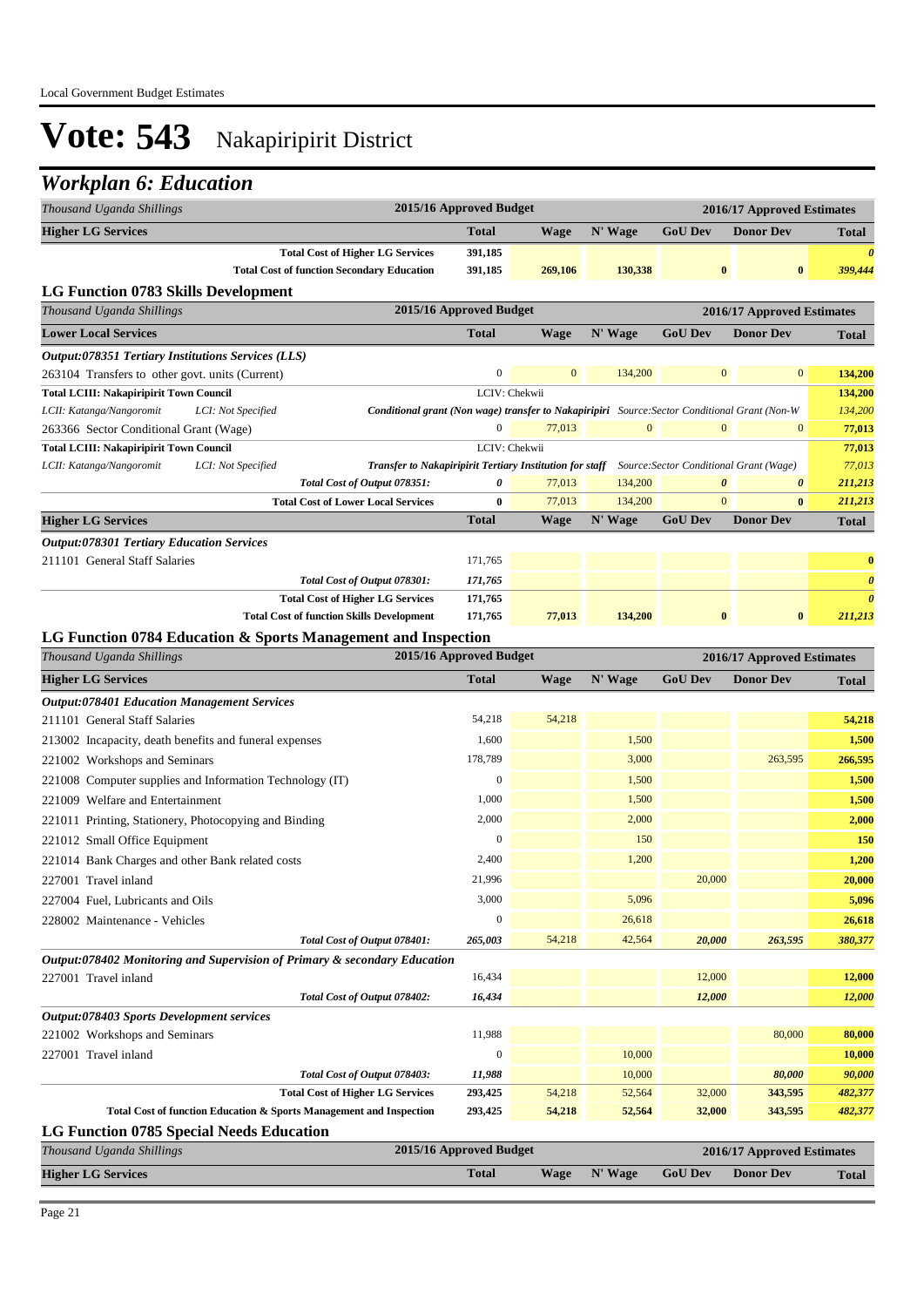# Vote: 543 Nakapiripirit District

## Workplan 6: Education

| Thousand Uganda Shillings | 2015/16 Approved Budget | 2016/17 Approved Estimates | | | | |
|---|---|---|---|---|---|---|
| **Higher LG Services** | **Total** | **Wage** | **N' Wage** | **GoU Dev** | **Donor Dev** | **Total** |
| **Total Cost of Higher LG Services** | **391,185** | | | | | ***0*** |
| **Total Cost of function Secondary Education** | **391,185** | **269,106** | **130,338** | **0** | **0** | ***399,444*** |

### LG Function 0783 Skills Development

| Thousand Uganda Shillings | 2015/16 Approved Budget | 2016/17 Approved Estimates | | | | |
|---|---|---|---|---|---|---|
| **Lower Local Services** | **Total** | **Wage** | **N' Wage** | **GoU Dev** | **Donor Dev** | **Total** |
| ***Output:078351 Tertiary Institutions Services (LLS)*** | | | | | | |
| 263104 Transfers to other govt. units (Current) | 0 | 0 | 134,200 | 0 | 0 | **134,200** |
| **Total LCIII: Nakapiripirit Town Council** | LCIV: Chekwii | | | | | **134,200** |
| *LCII: Katanga/Nangoromit* *LCI: Not Specified* | ***Conditional grant (Non wage) transfer to Nakapiripiri*** | *Source:Sector Conditional Grant (Non-W* | | | | *134,200* |
| 263366 Sector Conditional Grant (Wage) | 0 | 77,013 | 0 | 0 | 0 | **77,013** |
| **Total LCIII: Nakapiripirit Town Council** | LCIV: Chekwii | | | | | **77,013** |
| *LCII: Katanga/Nangoromit* *LCI: Not Specified* | ***Transfer to Nakapiripirit Tertiary Institution for staff*** | *Source:Sector Conditional Grant (Wage)* | | | | *77,013* |
| *Total Cost of Output 078351:* | *0* | 77,013 | 134,200 | *0* | *0* | ***211,213*** |
| **Total Cost of Lower Local Services** | **0** | 77,013 | 134,200 | 0 | **0** | ***211,213*** |
| **Higher LG Services** | **Total** | **Wage** | **N' Wage** | **GoU Dev** | **Donor Dev** | **Total** |
| ***Output:078301 Tertiary Education Services*** | | | | | | |
| 211101 General Staff Salaries | 171,765 | | | | | **0** |
| *Total Cost of Output 078301:* | *171,765* | | | | | ***0*** |
| **Total Cost of Higher LG Services** | **171,765** | | | | | ***0*** |
| **Total Cost of function Skills Development** | **171,765** | **77,013** | **134,200** | **0** | **0** | ***211,213*** |

### LG Function 0784 Education & Sports Management and Inspection

| Thousand Uganda Shillings | 2015/16 Approved Budget | 2016/17 Approved Estimates | | | | |
|---|---|---|---|---|---|---|
| **Higher LG Services** | **Total** | **Wage** | **N' Wage** | **GoU Dev** | **Donor Dev** | **Total** |
| ***Output:078401 Education Management Services*** | | | | | | |
| 211101 General Staff Salaries | 54,218 | 54,218 | | | | **54,218** |
| 213002 Incapacity, death benefits and funeral expenses | 1,600 | | 1,500 | | | **1,500** |
| 221002 Workshops and Seminars | 178,789 | | 3,000 | | 263,595 | **266,595** |
| 221008 Computer supplies and Information Technology (IT) | 0 | | 1,500 | | | **1,500** |
| 221009 Welfare and Entertainment | 1,000 | | 1,500 | | | **1,500** |
| 221011 Printing, Stationery, Photocopying and Binding | 2,000 | | 2,000 | | | **2,000** |
| 221012 Small Office Equipment | 0 | | 150 | | | **150** |
| 221014 Bank Charges and other Bank related costs | 2,400 | | 1,200 | | | **1,200** |
| 227001 Travel inland | 21,996 | | | 20,000 | | **20,000** |
| 227004 Fuel, Lubricants and Oils | 3,000 | | 5,096 | | | **5,096** |
| 228002 Maintenance - Vehicles | 0 | | 26,618 | | | **26,618** |
| *Total Cost of Output 078401:* | *265,003* | 54,218 | 42,564 | ***20,000*** | ***263,595*** | ***380,377*** |
| ***Output:078402 Monitoring and Supervision of Primary & secondary Education*** | | | | | | |
| 227001 Travel inland | 16,434 | | | 12,000 | | **12,000** |
| *Total Cost of Output 078402:* | *16,434* | | | ***12,000*** | | ***12,000*** |
| ***Output:078403 Sports Development services*** | | | | | | |
| 221002 Workshops and Seminars | 11,988 | | | | 80,000 | **80,000** |
| 227001 Travel inland | 0 | | 10,000 | | | **10,000** |
| *Total Cost of Output 078403:* | *11,988* | | 10,000 | | ***80,000*** | ***90,000*** |
| **Total Cost of Higher LG Services** | **293,425** | 54,218 | 52,564 | 32,000 | **343,595** | ***482,377*** |
| **Total Cost of function Education & Sports Management and Inspection** | **293,425** | **54,218** | **52,564** | **32,000** | **343,595** | ***482,377*** |

### LG Function 0785 Special Needs Education

| Thousand Uganda Shillings | 2015/16 Approved Budget | 2016/17 Approved Estimates | | | | |
|---|---|---|---|---|---|---|
| **Higher LG Services** | **Total** | **Wage** | **N' Wage** | **GoU Dev** | **Donor Dev** | **Total** |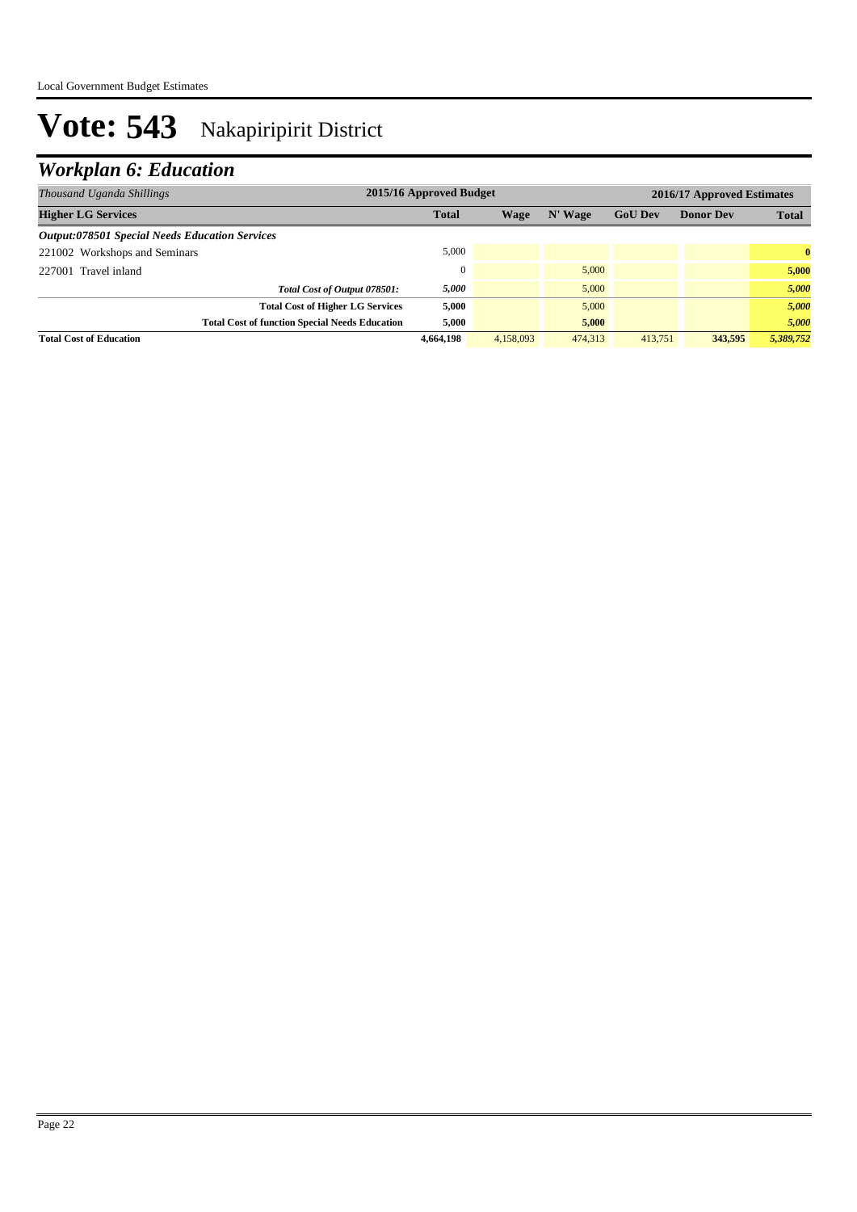# Vote: 543 Nakapiripirit District

## *Workplan 6: Education*

| *Thousand Uganda Shillings* | 2015/16 Approved Budget | 2016/17 Approved Estimates | | | | |
|---|---|---|---|---|---|---|
| **Higher LG Services** | **Total** | **Wage** | **N' Wage** | **GoU Dev** | **Donor Dev** | **Total** |
| ***Output:078501 Special Needs Education Services*** | | | | | | |
| 221002 Workshops and Seminars | 5,000 | | | | | **0** |
| 227001 Travel inland | 0 | | 5,000 | | | **5,000** |
| *Total Cost of Output 078501:* | *5,000* | | 5,000 | | | *5,000* |
| **Total Cost of Higher LG Services** | **5,000** | | 5,000 | | | *5,000* |
| **Total Cost of function Special Needs Education** | **5,000** | | **5,000** | | | *5,000* |
| **Total Cost of Education** | **4,664,198** | 4,158,093 | 474,313 | 413,751 | **343,595** | *5,389,752* |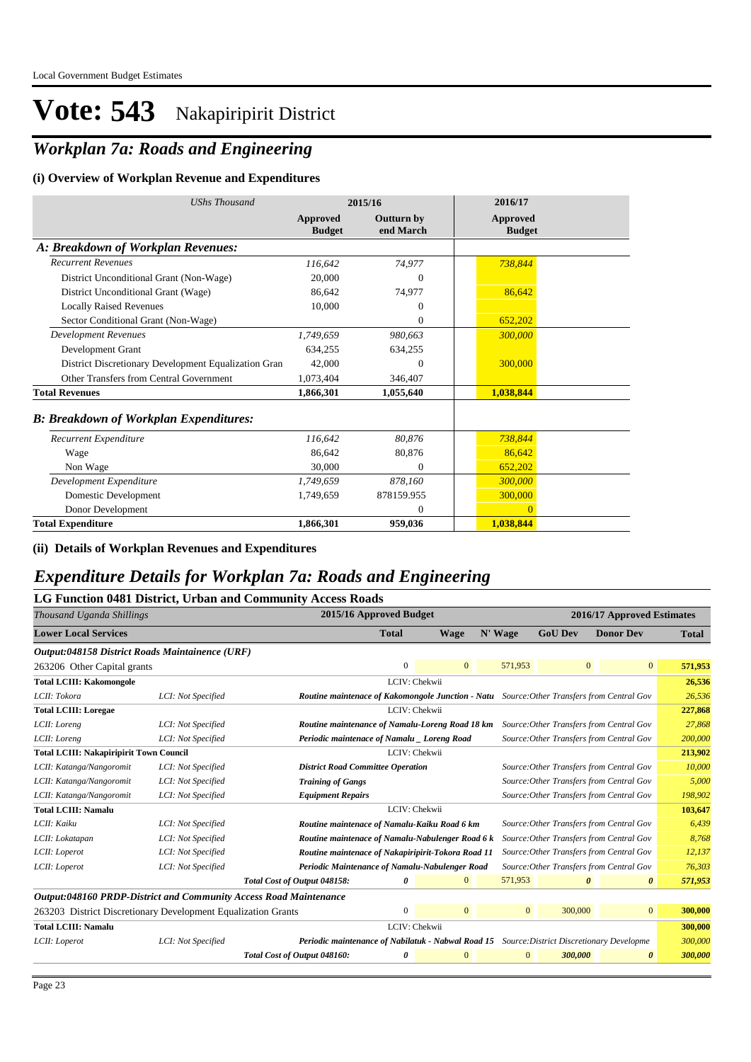# Vote: 543 Nakapiripirit District

## *Workplan 7a: Roads and Engineering*

### (i) Overview of Workplan Revenue and Expenditures

| *UShs Thousand* | 2015/16 Approved Budget | 2015/16 Outturn by end March | 2016/17 Approved Budget |
|---|---|---|---|
| ***A: Breakdown of Workplan Revenues:*** | | | |
| *Recurrent Revenues* | *116,642* | *74,977* | *738,844* |
| District Unconditional Grant (Non-Wage) | 20,000 | 0 | |
| District Unconditional Grant (Wage) | 86,642 | 74,977 | 86,642 |
| Locally Raised Revenues | 10,000 | 0 | |
| Sector Conditional Grant (Non-Wage) | | 0 | 652,202 |
| *Development Revenues* | *1,749,659* | *980,663* | *300,000* |
| Development Grant | 634,255 | 634,255 | |
| District Discretionary Development Equalization Gran | 42,000 | 0 | 300,000 |
| Other Transfers from Central Government | 1,073,404 | 346,407 | |
| **Total Revenues** | **1,866,301** | **1,055,640** | **1,038,844** |
| ***B: Breakdown of Workplan Expenditures:*** | | | |
| *Recurrent Expenditure* | *116,642* | *80,876* | *738,844* |
| Wage | 86,642 | 80,876 | 86,642 |
| Non Wage | 30,000 | 0 | 652,202 |
| *Development Expenditure* | *1,749,659* | *878,160* | *300,000* |
| Domestic Development | 1,749,659 | 878159.955 | 300,000 |
| Donor Development | | 0 | 0 |
| **Total Expenditure** | **1,866,301** | **959,036** | **1,038,844** |

### (ii) Details of Workplan Revenues and Expenditures

## *Expenditure Details for Workplan 7a: Roads and Engineering*

### LG Function 0481 District, Urban and Community Access Roads

| *Thousand Uganda Shillings* | | 2015/16 Approved Budget Total | 2016/17 Approved Estimates Wage | N' Wage | GoU Dev | Donor Dev | Total |
|---|---|---|---|---|---|---|---|
| **Lower Local Services** | | | | | | | |
| ***Output:048158 District Roads Maintainence (URF)*** | | | | | | | |
| 263206 Other Capital grants | | 0 | 0 | 571,953 | 0 | 0 | **571,953** |
| **Total LCIII: Kakomongole** | | LCIV: Chekwii | | | | | **26,536** |
| *LCII: Tokora* | *LCI: Not Specified* | ***Routine maintenace of Kakomongole Junction - Natu*** | *Source:Other Transfers from Central Gov* | | | | *26,536* |
| **Total LCIII: Loregae** | | LCIV: Chekwii | | | | | **227,868** |
| *LCII: Loreng* | *LCI: Not Specified* | ***Routine maintenace of Namalu-Loreng Road 18 km*** | *Source:Other Transfers from Central Gov* | | | | *27,868* |
| *LCII: Loreng* | *LCI: Not Specified* | ***Periodic maintenace of Namalu _ Loreng Road*** | *Source:Other Transfers from Central Gov* | | | | *200,000* |
| **Total LCIII: Nakapiripirit Town Council** | | LCIV: Chekwii | | | | | **213,902** |
| *LCII: Katanga/Nangoromit* | *LCI: Not Specified* | ***District Road Committee Operation*** | *Source:Other Transfers from Central Gov* | | | | *10,000* |
| *LCII: Katanga/Nangoromit* | *LCI: Not Specified* | ***Training of Gangs*** | *Source:Other Transfers from Central Gov* | | | | *5,000* |
| *LCII: Katanga/Nangoromit* | *LCI: Not Specified* | ***Equipment Repairs*** | *Source:Other Transfers from Central Gov* | | | | *198,902* |
| **Total LCIII: Namalu** | | LCIV: Chekwii | | | | | **103,647** |
| *LCII: Kaiku* | *LCI: Not Specified* | ***Routine maintenace of Namalu-Kaiku Road 6 km*** | *Source:Other Transfers from Central Gov* | | | | *6,439* |
| *LCII: Lokatapan* | *LCI: Not Specified* | ***Routine maintenace of Namalu-Nabulenger Road 6 k*** | *Source:Other Transfers from Central Gov* | | | | *8,768* |
| *LCII: Loperot* | *LCI: Not Specified* | ***Routine maintenace of Nakapiripirit-Tokora Road 11*** | *Source:Other Transfers from Central Gov* | | | | *12,137* |
| *LCII: Loperot* | *LCI: Not Specified* | ***Periodic Maintenance of Namalu-Nabulenger Road*** | *Source:Other Transfers from Central Gov* | | | | *76,303* |
| | ***Total Cost of Output 048158:*** | ***0*** | 0 | 571,953 | ***0*** | ***0*** | ***571,953*** |
| ***Output:048160 PRDP-District and Community Access Road Maintenance*** | | | | | | | |
| 263203 District Discretionary Development Equalization Grants | | 0 | 0 | 0 | 300,000 | 0 | **300,000** |
| **Total LCIII: Namalu** | | LCIV: Chekwii | | | | | **300,000** |
| *LCII: Loperot* | *LCI: Not Specified* | ***Periodic maintenace of Nabilatuk - Nabwal Road 15*** | *Source:District Discretionary Developme* | | | | *300,000* |
| | ***Total Cost of Output 048160:*** | ***0*** | 0 | 0 | ***300,000*** | ***0*** | ***300,000*** |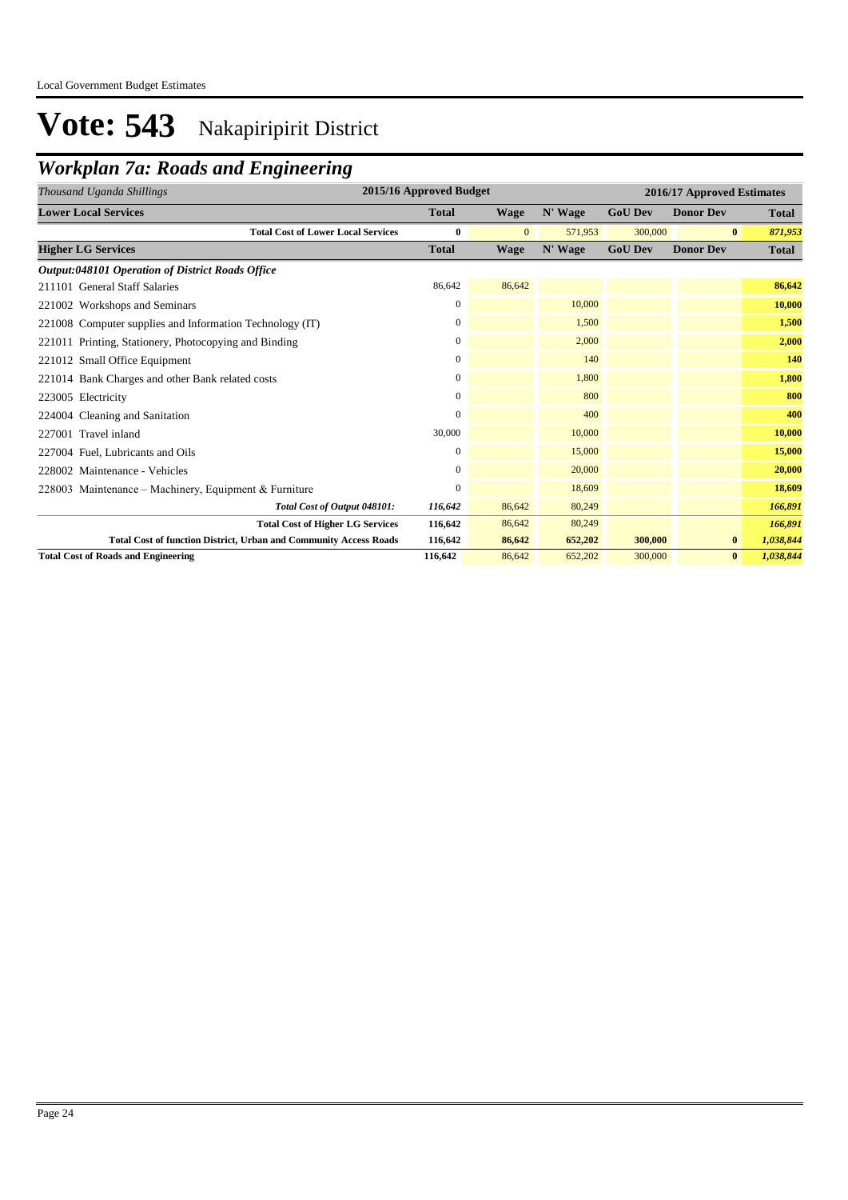# Vote: 543 Nakapiripirit District

## *Workplan 7a: Roads and Engineering*

| *Thousand Uganda Shillings* | 2015/16 Approved Budget | 2016/17 Approved Estimates | | | | |
|---|---|---|---|---|---|---|
| **Lower Local Services** | **Total** | **Wage** | **N' Wage** | **GoU Dev** | **Donor Dev** | **Total** |
| **Total Cost of Lower Local Services** | **0** | 0 | 571,953 | 300,000 | **0** | ***871,953*** |
| **Higher LG Services** | **Total** | **Wage** | **N' Wage** | **GoU Dev** | **Donor Dev** | **Total** |
| ***Output:048101 Operation of District Roads Office*** | | | | | | |
| 211101 General Staff Salaries | 86,642 | 86,642 | | | | **86,642** |
| 221002 Workshops and Seminars | 0 | | 10,000 | | | **10,000** |
| 221008 Computer supplies and Information Technology (IT) | 0 | | 1,500 | | | **1,500** |
| 221011 Printing, Stationery, Photocopying and Binding | 0 | | 2,000 | | | **2,000** |
| 221012 Small Office Equipment | 0 | | 140 | | | **140** |
| 221014 Bank Charges and other Bank related costs | 0 | | 1,800 | | | **1,800** |
| 223005 Electricity | 0 | | 800 | | | **800** |
| 224004 Cleaning and Sanitation | 0 | | 400 | | | **400** |
| 227001 Travel inland | 30,000 | | 10,000 | | | **10,000** |
| 227004 Fuel, Lubricants and Oils | 0 | | 15,000 | | | **15,000** |
| 228002 Maintenance - Vehicles | 0 | | 20,000 | | | **20,000** |
| 228003 Maintenance – Machinery, Equipment & Furniture | 0 | | 18,609 | | | **18,609** |
| *Total Cost of Output 048101:* | *116,642* | 86,642 | 80,249 | | | ***166,891*** |
| **Total Cost of Higher LG Services** | **116,642** | 86,642 | 80,249 | | | ***166,891*** |
| **Total Cost of function District, Urban and Community Access Roads** | **116,642** | **86,642** | **652,202** | **300,000** | **0** | ***1,038,844*** |
| **Total Cost of Roads and Engineering** | **116,642** | 86,642 | 652,202 | 300,000 | **0** | ***1,038,844*** |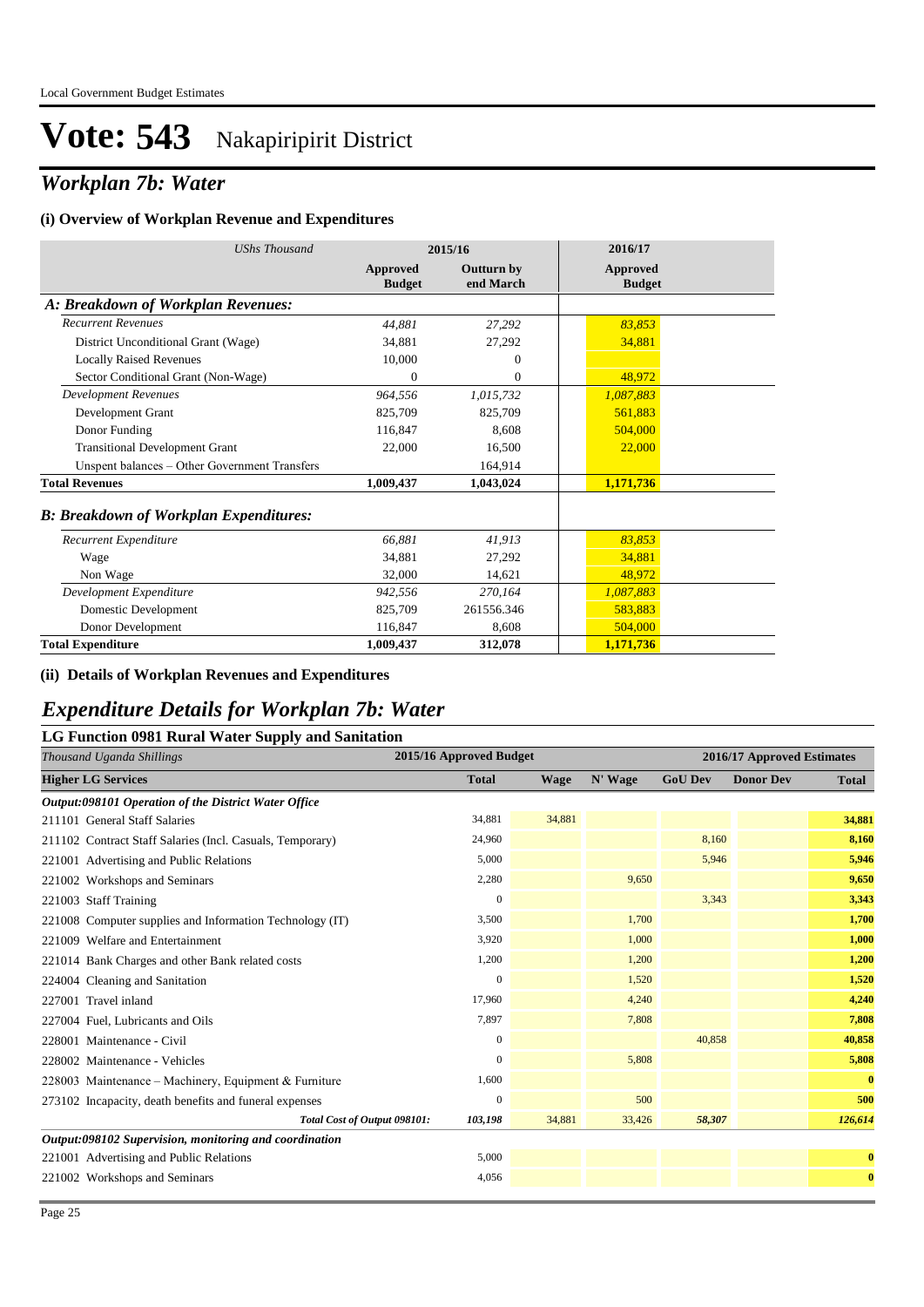# Vote: 543 Nakapiripirit District

## *Workplan 7b: Water*

### (i) Overview of Workplan Revenue and Expenditures

| *UShs Thousand* | 2015/16 | | 2016/17 |
|---|---|---|---|
| | **Approved Budget** | **Outturn by end March** | **Approved Budget** |
| ***A: Breakdown of Workplan Revenues:*** | | | |
| *Recurrent Revenues* | *44,881* | *27,292* | *83,853* |
| District Unconditional Grant (Wage) | 34,881 | 27,292 | 34,881 |
| Locally Raised Revenues | 10,000 | 0 | |
| Sector Conditional Grant (Non-Wage) | 0 | 0 | 48,972 |
| *Development Revenues* | *964,556* | *1,015,732* | *1,087,883* |
| Development Grant | 825,709 | 825,709 | 561,883 |
| Donor Funding | 116,847 | 8,608 | 504,000 |
| Transitional Development Grant | 22,000 | 16,500 | 22,000 |
| Unspent balances – Other Government Transfers | | 164,914 | |
| **Total Revenues** | **1,009,437** | **1,043,024** | **1,171,736** |
| ***B: Breakdown of Workplan Expenditures:*** | | | |
| *Recurrent Expenditure* | *66,881* | *41,913* | *83,853* |
| Wage | 34,881 | 27,292 | 34,881 |
| Non Wage | 32,000 | 14,621 | 48,972 |
| *Development Expenditure* | *942,556* | *270,164* | *1,087,883* |
| Domestic Development | 825,709 | 261556.346 | 583,883 |
| Donor Development | 116,847 | 8,608 | 504,000 |
| **Total Expenditure** | **1,009,437** | **312,078** | **1,171,736** |

### (ii) Details of Workplan Revenues and Expenditures

## *Expenditure Details for Workplan 7b: Water*

### LG Function 0981 Rural Water Supply and Sanitation

| *Thousand Uganda Shillings* | 2015/16 Approved Budget | 2016/17 Approved Estimates | | | | |
|---|---|---|---|---|---|---|
| **Higher LG Services** | **Total** | **Wage** | **N' Wage** | **GoU Dev** | **Donor Dev** | **Total** |
| ***Output:098101 Operation of the District Water Office*** | | | | | | |
| 211101 General Staff Salaries | 34,881 | 34,881 | | | | **34,881** |
| 211102 Contract Staff Salaries (Incl. Casuals, Temporary) | 24,960 | | | 8,160 | | **8,160** |
| 221001 Advertising and Public Relations | 5,000 | | | 5,946 | | **5,946** |
| 221002 Workshops and Seminars | 2,280 | | 9,650 | | | **9,650** |
| 221003 Staff Training | 0 | | | 3,343 | | **3,343** |
| 221008 Computer supplies and Information Technology (IT) | 3,500 | | 1,700 | | | **1,700** |
| 221009 Welfare and Entertainment | 3,920 | | 1,000 | | | **1,000** |
| 221014 Bank Charges and other Bank related costs | 1,200 | | 1,200 | | | **1,200** |
| 224004 Cleaning and Sanitation | 0 | | 1,520 | | | **1,520** |
| 227001 Travel inland | 17,960 | | 4,240 | | | **4,240** |
| 227004 Fuel, Lubricants and Oils | 7,897 | | 7,808 | | | **7,808** |
| 228001 Maintenance - Civil | 0 | | | 40,858 | | **40,858** |
| 228002 Maintenance - Vehicles | 0 | | 5,808 | | | **5,808** |
| 228003 Maintenance – Machinery, Equipment & Furniture | 1,600 | | | | | **0** |
| 273102 Incapacity, death benefits and funeral expenses | 0 | | 500 | | | **500** |
| ***Total Cost of Output 098101:*** | ***103,198*** | 34,881 | 33,426 | ***58,307*** | | ***126,614*** |
| ***Output:098102 Supervision, monitoring and coordination*** | | | | | | |
| 221001 Advertising and Public Relations | 5,000 | | | | | **0** |
| 221002 Workshops and Seminars | 4,056 | | | | | **0** |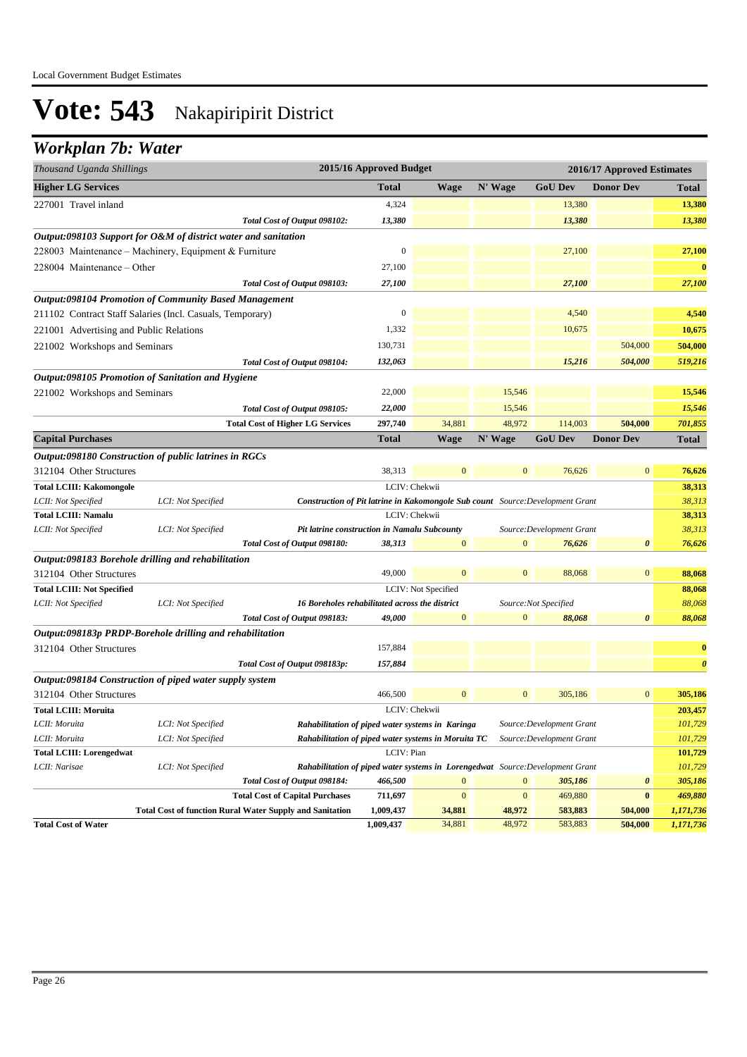# Vote: 543 Nakapiripirit District

## *Workplan 7b: Water*

| *Thousand Uganda Shillings* | | | 2015/16 Approved Budget | | | 2016/17 Approved Estimates | | |
|---|---|---|---|---|---|---|---|---|
| **Higher LG Services** | | | **Total** | **Wage** | **N' Wage** | **GoU Dev** | **Donor Dev** | **Total** |
| 227001 Travel inland | | | 4,324 | | | 13,380 | | **13,380** |
| | | *Total Cost of Output 098102:* | *13,380* | | | *13,380* | | *13,380* |
| ***Output:098103 Support for O&M of district water and sanitation*** | | | | | | | | |
| 228003 Maintenance – Machinery, Equipment & Furniture | | | 0 | | | 27,100 | | **27,100** |
| 228004 Maintenance – Other | | | 27,100 | | | | | **0** |
| | | *Total Cost of Output 098103:* | *27,100* | | | *27,100* | | *27,100* |
| ***Output:098104 Promotion of Community Based Management*** | | | | | | | | |
| 211102 Contract Staff Salaries (Incl. Casuals, Temporary) | | | 0 | | | 4,540 | | **4,540** |
| 221001 Advertising and Public Relations | | | 1,332 | | | 10,675 | | **10,675** |
| 221002 Workshops and Seminars | | | 130,731 | | | | 504,000 | **504,000** |
| | | *Total Cost of Output 098104:* | *132,063* | | | *15,216* | *504,000* | *519,216* |
| ***Output:098105 Promotion of Sanitation and Hygiene*** | | | | | | | | |
| 221002 Workshops and Seminars | | | 22,000 | | 15,546 | | | **15,546** |
| | | *Total Cost of Output 098105:* | *22,000* | | 15,546 | | | *15,546* |
| | | **Total Cost of Higher LG Services** | **297,740** | 34,881 | 48,972 | 114,003 | **504,000** | ***701,855*** |
| **Capital Purchases** | | | **Total** | **Wage** | **N' Wage** | **GoU Dev** | **Donor Dev** | **Total** |
| ***Output:098180 Construction of public latrines in RGCs*** | | | | | | | | |
| 312104 Other Structures | | | 38,313 | 0 | 0 | 76,626 | 0 | **76,626** |
| **Total LCIII: Kakomongole** | | | LCIV: Chekwii | | | | | **38,313** |
| *LCII: Not Specified* | *LCI: Not Specified* | ***Construction of Pit latrine in Kakomongole Sub count*** | | | | *Source:Development Grant* | | *38,313* |
| **Total LCIII: Namalu** | | | LCIV: Chekwii | | | | | **38,313** |
| *LCII: Not Specified* | *LCI: Not Specified* | ***Pit latrine construction in Namalu Subcounty*** | | | | *Source:Development Grant* | | *38,313* |
| | | *Total Cost of Output 098180:* | *38,313* | 0 | 0 | *76,626* | *0* | *76,626* |
| ***Output:098183 Borehole drilling and rehabilitation*** | | | | | | | | |
| 312104 Other Structures | | | 49,000 | 0 | 0 | 88,068 | 0 | **88,068** |
| **Total LCIII: Not Specified** | | | LCIV: Not Specified | | | | | **88,068** |
| *LCII: Not Specified* | *LCI: Not Specified* | ***16 Boreholes rehabilitated across the district*** | | | | *Source:Not Specified* | | *88,068* |
| | | *Total Cost of Output 098183:* | *49,000* | 0 | 0 | *88,068* | *0* | *88,068* |
| ***Output:098183p PRDP-Borehole drilling and rehabilitation*** | | | | | | | | |
| 312104 Other Structures | | | 157,884 | | | | | **0** |
| | | *Total Cost of Output 098183p:* | *157,884* | | | | | *0* |
| ***Output:098184 Construction of piped water supply system*** | | | | | | | | |
| 312104 Other Structures | | | 466,500 | 0 | 0 | 305,186 | 0 | **305,186** |
| **Total LCIII: Moruita** | | | LCIV: Chekwii | | | | | **203,457** |
| *LCII: Moruita* | *LCI: Not Specified* | ***Rahabilitation of piped water systems in Karinga*** | | | | *Source:Development Grant* | | *101,729* |
| *LCII: Moruita* | *LCI: Not Specified* | ***Rahabilitation of piped water systems in Moruita TC*** | | | | *Source:Development Grant* | | *101,729* |
| **Total LCIII: Lorengedwat** | | | LCIV: Pian | | | | | **101,729** |
| *LCII: Narisae* | *LCI: Not Specified* | ***Rahabilitation of piped water systems in Lorengedwat*** | | | | *Source:Development Grant* | | *101,729* |
| | | *Total Cost of Output 098184:* | *466,500* | 0 | 0 | *305,186* | *0* | *305,186* |
| | | **Total Cost of Capital Purchases** | **711,697** | 0 | 0 | 469,880 | **0** | ***469,880*** |
| | | **Total Cost of function Rural Water Supply and Sanitation** | **1,009,437** | **34,881** | **48,972** | **583,883** | **504,000** | ***1,171,736*** |
| **Total Cost of Water** | | | **1,009,437** | 34,881 | 48,972 | 583883 | **504,000** | ***1,171,736*** |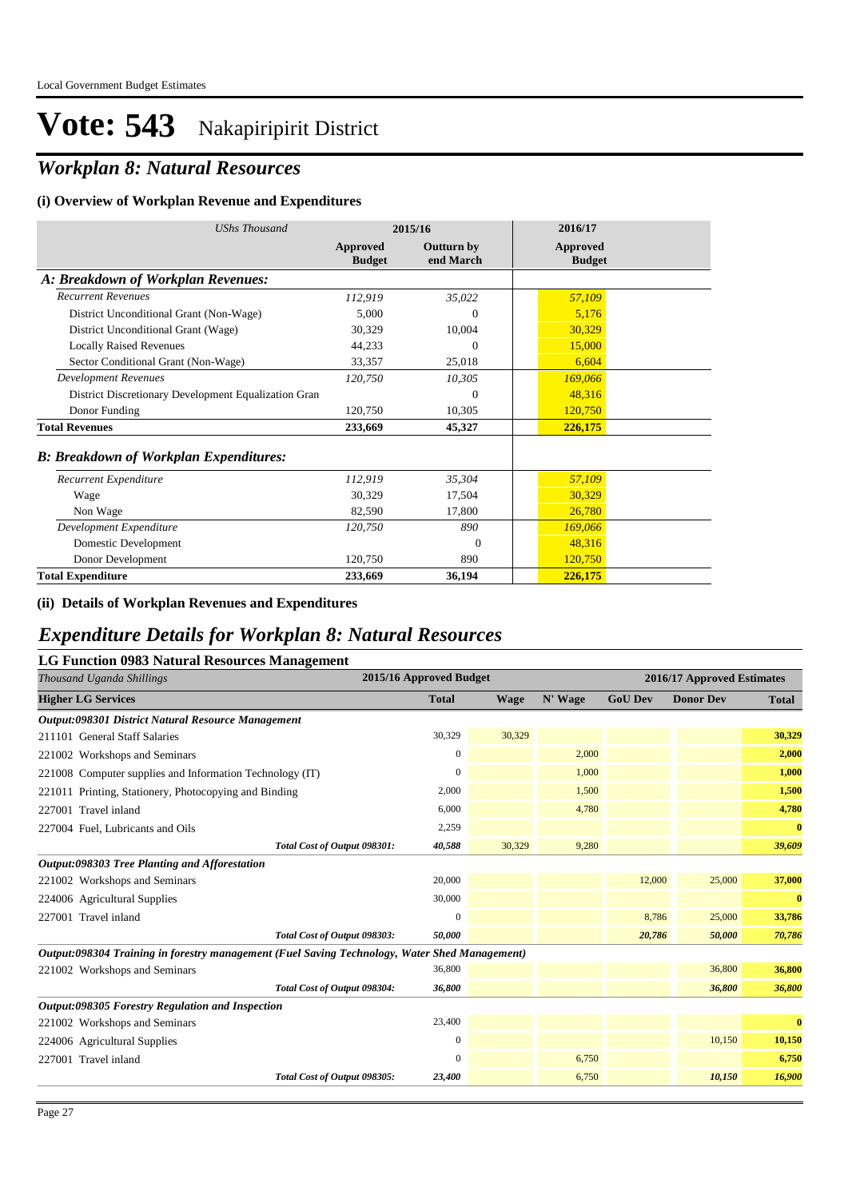# Vote: 543 Nakapiripirit District

## *Workplan 8: Natural Resources*

### (i) Overview of Workplan Revenue and Expenditures

| *UShs Thousand* | 2015/16 | | 2016/17 |
|---|---|---|---|
| | **Approved Budget** | **Outturn by end March** | **Approved Budget** |
| ***A: Breakdown of Workplan Revenues:*** | | | |
| *Recurrent Revenues* | *112,919* | *35,022* | *57,109* |
| District Unconditional Grant (Non-Wage) | 5,000 | 0 | 5,176 |
| District Unconditional Grant (Wage) | 30,329 | 10,004 | 30,329 |
| Locally Raised Revenues | 44,233 | 0 | 15,000 |
| Sector Conditional Grant (Non-Wage) | 33,357 | 25,018 | 6,604 |
| *Development Revenues* | *120,750* | *10,305* | *169,066* |
| District Discretionary Development Equalization Gran | | 0 | 48,316 |
| Donor Funding | 120,750 | 10,305 | 120,750 |
| **Total Revenues** | **233,669** | **45,327** | **226,175** |
| ***B: Breakdown of Workplan Expenditures:*** | | | |
| *Recurrent Expenditure* | *112,919* | *35,304* | *57,109* |
| Wage | 30,329 | 17,504 | 30,329 |
| Non Wage | 82,590 | 17,800 | 26,780 |
| *Development Expenditure* | *120,750* | *890* | *169,066* |
| Domestic Development | | 0 | 48,316 |
| Donor Development | 120,750 | 890 | 120,750 |
| **Total Expenditure** | **233,669** | **36,194** | **226,175** |

### (ii) Details of Workplan Revenues and Expenditures

## *Expenditure Details for Workplan 8: Natural Resources*

### LG Function 0983 Natural Resources Management

| *Thousand Uganda Shillings* | 2015/16 Approved Budget | 2016/17 Approved Estimates | | | | |
|---|---|---|---|---|---|---|
| **Higher LG Services** | **Total** | **Wage** | **N' Wage** | **GoU Dev** | **Donor Dev** | **Total** |
| ***Output:098301 District Natural Resource Management*** | | | | | | |
| 211101 General Staff Salaries | 30,329 | 30,329 | | | | 30,329 |
| 221002 Workshops and Seminars | 0 | | 2,000 | | | 2,000 |
| 221008 Computer supplies and Information Technology (IT) | 0 | | 1,000 | | | 1,000 |
| 221011 Printing, Stationery, Photocopying and Binding | 2,000 | | 1,500 | | | 1,500 |
| 227001 Travel inland | 6,000 | | 4,780 | | | 4,780 |
| 227004 Fuel, Lubricants and Oils | 2,259 | | | | | 0 |
| *Total Cost of Output 098301:* | *40,588* | 30,329 | 9,280 | | | *39,609* |
| ***Output:098303 Tree Planting and Afforestation*** | | | | | | |
| 221002 Workshops and Seminars | 20,000 | | | 12,000 | 25,000 | 37,000 |
| 224006 Agricultural Supplies | 30,000 | | | | | 0 |
| 227001 Travel inland | 0 | | | 8,786 | 25,000 | 33,786 |
| *Total Cost of Output 098303:* | *50,000* | | | *20,786* | *50,000* | *70,786* |
| ***Output:098304 Training in forestry management (Fuel Saving Technology, Water Shed Management)*** | | | | | | |
| 221002 Workshops and Seminars | 36,800 | | | | 36,800 | 36,800 |
| *Total Cost of Output 098304:* | *36,800* | | | | *36,800* | *36,800* |
| ***Output:098305 Forestry Regulation and Inspection*** | | | | | | |
| 221002 Workshops and Seminars | 23,400 | | | | | 0 |
| 224006 Agricultural Supplies | 0 | | | | 10,150 | 10,150 |
| 227001 Travel inland | 0 | | 6,750 | | | 6,750 |
| *Total Cost of Output 098305:* | *23,400* | | 6,750 | | *10,150* | *16,900* |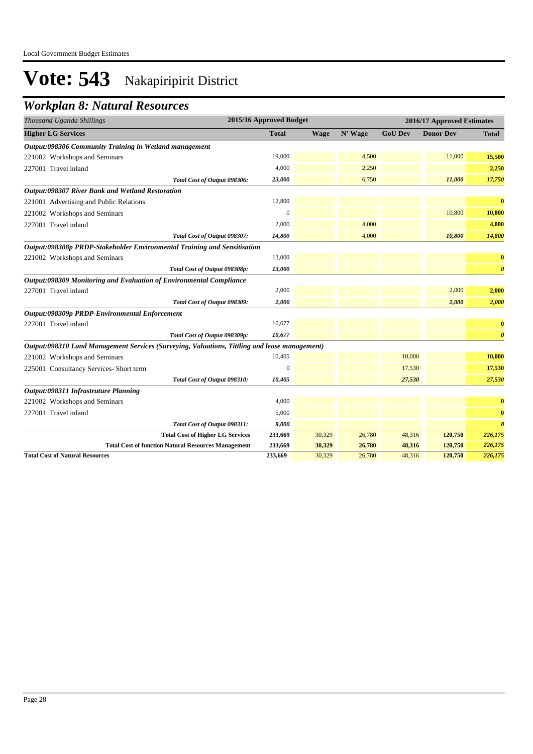Local Government Budget Estimates

# Vote: 543 Nakapiripirit District

## *Workplan 8: Natural Resources*

| *Thousand Uganda Shillings* | 2015/16 Approved Budget | 2016/17 Approved Estimates | | | | |
|---|---|---|---|---|---|---|
| **Higher LG Services** | **Total** | **Wage** | **N' Wage** | **GoU Dev** | **Donor Dev** | **Total** |
| ***Output:098306 Community Training in Wetland management*** | | | | | | |
| 221002 Workshops and Seminars | 19,000 | | 4,500 | | 11,000 | **15,500** |
| 227001 Travel inland | 4,000 | | 2,250 | | | **2,250** |
| *Total Cost of Output 098306:* | ***23,000*** | | 6,750 | | ***11,000*** | ***17,750*** |
| ***Output:098307 River Bank and Wetland Restoration*** | | | | | | |
| 221001 Advertising and Public Relations | 12,800 | | | | | **0** |
| 221002 Workshops and Seminars | 0 | | | | 10,800 | **10,800** |
| 227001 Travel inland | 2,000 | | 4,000 | | | **4,000** |
| *Total Cost of Output 098307:* | ***14,800*** | | 4,000 | | ***10,800*** | ***14,800*** |
| ***Output:098308p PRDP-Stakeholder Environmental Training and Sensitisation*** | | | | | | |
| 221002 Workshops and Seminars | 13,000 | | | | | **0** |
| *Total Cost of Output 098308p:* | ***13,000*** | | | | | ***0*** |
| ***Output:098309 Monitoring and Evaluation of Environmental Compliance*** | | | | | | |
| 227001 Travel inland | 2,000 | | | | 2,000 | **2,000** |
| *Total Cost of Output 098309:* | ***2,000*** | | | | ***2,000*** | ***2,000*** |
| ***Output:098309p PRDP-Environmental Enforcement*** | | | | | | |
| 227001 Travel inland | 10,677 | | | | | **0** |
| *Total Cost of Output 098309p:* | ***10,677*** | | | | | ***0*** |
| ***Output:098310 Land Management Services (Surveying, Valuations, Tittling and lease management)*** | | | | | | |
| 221002 Workshops and Seminars | 10,405 | | | 10,000 | | **10,000** |
| 225001 Consultancy Services- Short term | 0 | | | 17,530 | | **17,530** |
| *Total Cost of Output 098310:* | ***10,405*** | | | ***27,530*** | | ***27,530*** |
| ***Output:098311 Infrastruture Planning*** | | | | | | |
| 221002 Workshops and Seminars | 4,000 | | | | | **0** |
| 227001 Travel inland | 5,000 | | | | | **0** |
| *Total Cost of Output 098311:* | ***9,000*** | | | | | ***0*** |
| **Total Cost of Higher LG Services** | **233,669** | 30,329 | 26,780 | 48,316 | **120,750** | ***226,175*** |
| **Total Cost of function Natural Resources Management** | **233,669** | **30,329** | **26,780** | **48,316** | **120,750** | ***226,175*** |
| **Total Cost of Natural Resources** | **233,669** | 30,329 | 26,780 | 48,316 | **120,750** | ***226,175*** |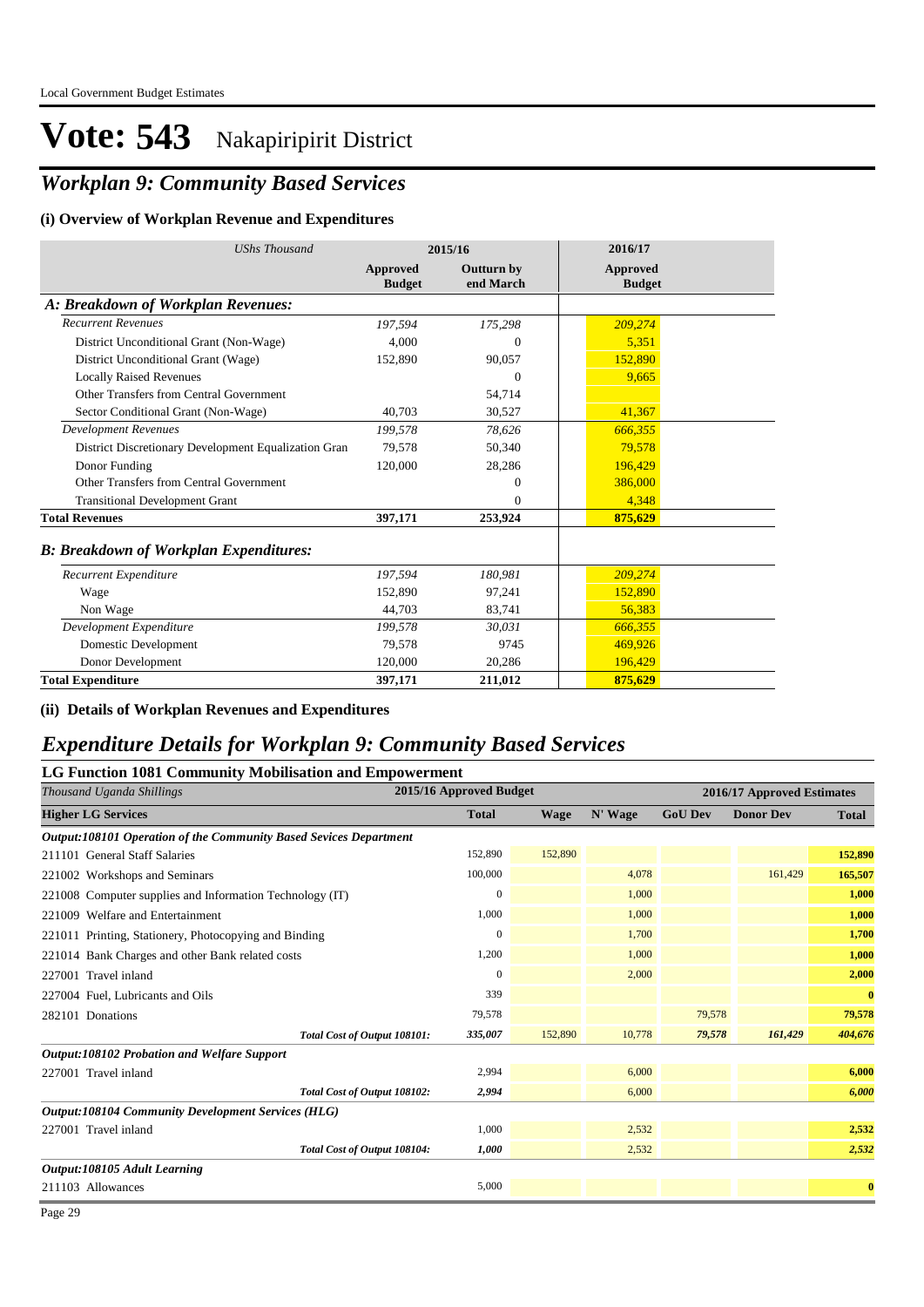# Vote: 543 Nakapiripirit District

## *Workplan 9: Community Based Services*

### (i) Overview of Workplan Revenue and Expenditures

| *UShs Thousand* | 2015/16 | | 2016/17 |
|---|---|---|---|
| | **Approved Budget** | **Outturn by end March** | **Approved Budget** |
| ***A: Breakdown of Workplan Revenues:*** | | | |
| *Recurrent Revenues* | *197,594* | *175,298* | *209,274* |
| District Unconditional Grant (Non-Wage) | 4,000 | 0 | 5,351 |
| District Unconditional Grant (Wage) | 152,890 | 90,057 | 152,890 |
| Locally Raised Revenues | | 0 | 9,665 |
| Other Transfers from Central Government | | 54,714 | |
| Sector Conditional Grant (Non-Wage) | 40,703 | 30,527 | 41,367 |
| *Development Revenues* | *199,578* | *78,626* | *666,355* |
| District Discretionary Development Equalization Gran | 79,578 | 50,340 | 79,578 |
| Donor Funding | 120,000 | 28,286 | 196,429 |
| Other Transfers from Central Government | | 0 | 386,000 |
| Transitional Development Grant | | 0 | 4,348 |
| **Total Revenues** | **397,171** | **253,924** | **875,629** |
| ***B: Breakdown of Workplan Expenditures:*** | | | |
| *Recurrent Expenditure* | *197,594* | *180,981* | *209,274* |
| Wage | 152,890 | 97,241 | 152,890 |
| Non Wage | 44,703 | 83,741 | 56,383 |
| *Development Expenditure* | *199,578* | *30,031* | *666,355* |
| Domestic Development | 79,578 | 9745 | 469,926 |
| Donor Development | 120,000 | 20,286 | 196,429 |
| **Total Expenditure** | **397,171** | **211,012** | **875,629** |

### (ii) Details of Workplan Revenues and Expenditures

## *Expenditure Details for Workplan 9: Community Based Services*

### LG Function 1081 Community Mobilisation and Empowerment

| *Thousand Uganda Shillings* | 2015/16 Approved Budget | 2016/17 Approved Estimates | | | | |
|---|---|---|---|---|---|---|
| **Higher LG Services** | **Total** | **Wage** | **N' Wage** | **GoU Dev** | **Donor Dev** | **Total** |
| ***Output:108101 Operation of the Community Based Sevices Department*** | | | | | | |
| 211101 General Staff Salaries | 152,890 | 152,890 | | | | **152,890** |
| 221002 Workshops and Seminars | 100,000 | | 4,078 | | 161,429 | **165,507** |
| 221008 Computer supplies and Information Technology (IT) | 0 | | 1,000 | | | **1,000** |
| 221009 Welfare and Entertainment | 1,000 | | 1,000 | | | **1,000** |
| 221011 Printing, Stationery, Photocopying and Binding | 0 | | 1,700 | | | **1,700** |
| 221014 Bank Charges and other Bank related costs | 1,200 | | 1,000 | | | **1,000** |
| 227001 Travel inland | 0 | | 2,000 | | | **2,000** |
| 227004 Fuel, Lubricants and Oils | 339 | | | | | **0** |
| 282101 Donations | 79,578 | | | 79,578 | | **79,578** |
| ***Total Cost of Output 108101:*** | ***335,007*** | *152,890* | *10,778* | ***79,578*** | ***161,429*** | ***404,676*** |
| ***Output:108102 Probation and Welfare Support*** | | | | | | |
| 227001 Travel inland | 2,994 | | 6,000 | | | **6,000** |
| ***Total Cost of Output 108102:*** | ***2,994*** | | *6,000* | | | ***6,000*** |
| ***Output:108104 Community Development Services (HLG)*** | | | | | | |
| 227001 Travel inland | 1,000 | | 2,532 | | | **2,532** |
| ***Total Cost of Output 108104:*** | ***1,000*** | | *2,532* | | | ***2,532*** |
| ***Output:108105 Adult Learning*** | | | | | | |
| 211103 Allowances | 5,000 | | | | | **0** |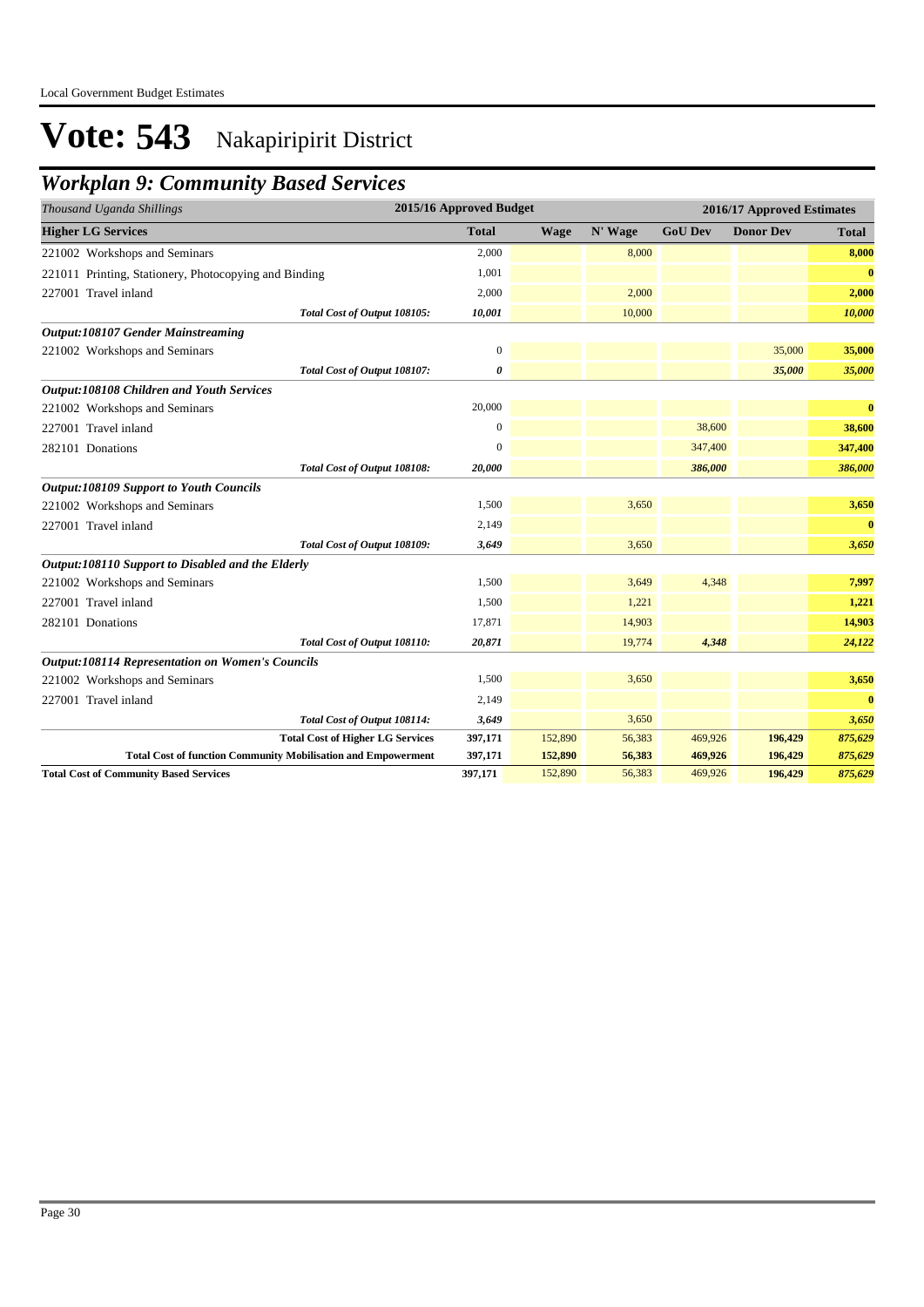# Vote: 543 Nakapiripirit District

## *Workplan 9: Community Based Services*

| *Thousand Uganda Shillings* | 2015/16 Approved Budget | 2016/17 Approved Estimates | | | | |
|---|---|---|---|---|---|---|
| **Higher LG Services** | **Total** | **Wage** | **N' Wage** | **GoU Dev** | **Donor Dev** | **Total** |
| 221002 Workshops and Seminars | 2,000 | | 8,000 | | | **8,000** |
| 221011 Printing, Stationery, Photocopying and Binding | 1,001 | | | | | **0** |
| 227001 Travel inland | 2,000 | | 2,000 | | | **2,000** |
| *Total Cost of Output 108105:* | ***10,001*** | | 10,000 | | | ***10,000*** |
| ***Output:108107 Gender Mainstreaming*** | | | | | | |
| 221002 Workshops and Seminars | 0 | | | | 35,000 | **35,000** |
| *Total Cost of Output 108107:* | ***0*** | | | | ***35,000*** | ***35,000*** |
| ***Output:108108 Children and Youth Services*** | | | | | | |
| 221002 Workshops and Seminars | 20,000 | | | | | **0** |
| 227001 Travel inland | 0 | | | 38,600 | | **38,600** |
| 282101 Donations | 0 | | | 347,400 | | **347,400** |
| *Total Cost of Output 108108:* | ***20,000*** | | | ***386,000*** | | ***386,000*** |
| ***Output:108109 Support to Youth Councils*** | | | | | | |
| 221002 Workshops and Seminars | 1,500 | | 3,650 | | | **3,650** |
| 227001 Travel inland | 2,149 | | | | | **0** |
| *Total Cost of Output 108109:* | ***3,649*** | | 3,650 | | | ***3,650*** |
| ***Output:108110 Support to Disabled and the Elderly*** | | | | | | |
| 221002 Workshops and Seminars | 1,500 | | 3,649 | 4,348 | | **7,997** |
| 227001 Travel inland | 1,500 | | 1,221 | | | **1,221** |
| 282101 Donations | 17,871 | | 14,903 | | | **14,903** |
| *Total Cost of Output 108110:* | ***20,871*** | | 19,774 | ***4,348*** | | ***24,122*** |
| ***Output:108114 Representation on Women's Councils*** | | | | | | |
| 221002 Workshops and Seminars | 1,500 | | 3,650 | | | **3,650** |
| 227001 Travel inland | 2,149 | | | | | **0** |
| *Total Cost of Output 108114:* | ***3,649*** | | 3,650 | | | ***3,650*** |
| **Total Cost of Higher LG Services** | **397,171** | 152,890 | 56,383 | 469,926 | **196,429** | ***875,629*** |
| **Total Cost of function Community Mobilisation and Empowerment** | **397,171** | **152,890** | **56,383** | **469,926** | **196,429** | ***875,629*** |
| **Total Cost of Community Based Services** | **397,171** | 152,890 | 56,383 | 469,926 | **196,429** | ***875,629*** |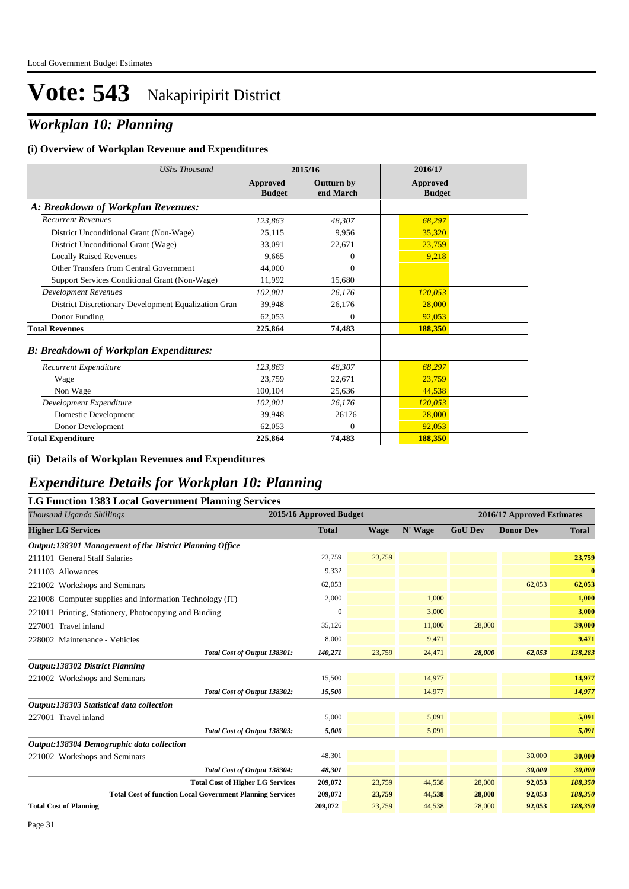# Vote: 543 Nakapiripirit District

## *Workplan 10: Planning*

### (i) Overview of Workplan Revenue and Expenditures

| *UShs Thousand* | 2015/16 | | 2016/17 |
|---|---|---|---|
| | **Approved Budget** | **Outturn by end March** | **Approved Budget** |
| ***A: Breakdown of Workplan Revenues:*** | | | |
| *Recurrent Revenues* | *123,863* | *48,307* | *68,297* |
| District Unconditional Grant (Non-Wage) | 25,115 | 9,956 | 35,320 |
| District Unconditional Grant (Wage) | 33,091 | 22,671 | 23,759 |
| Locally Raised Revenues | 9,665 | 0 | 9,218 |
| Other Transfers from Central Government | 44,000 | 0 | |
| Support Services Conditional Grant (Non-Wage) | 11,992 | 15,680 | |
| *Development Revenues* | *102,001* | *26,176* | *120,053* |
| District Discretionary Development Equalization Gran | 39,948 | 26,176 | 28,000 |
| Donor Funding | 62,053 | 0 | 92,053 |
| **Total Revenues** | **225,864** | **74,483** | **188,350** |
| ***B: Breakdown of Workplan Expenditures:*** | | | |
| *Recurrent Expenditure* | *123,863* | *48,307* | *68,297* |
| Wage | 23,759 | 22,671 | 23,759 |
| Non Wage | 100,104 | 25,636 | 44,538 |
| *Development Expenditure* | *102,001* | *26,176* | *120,053* |
| Domestic Development | 39,948 | 26176 | 28,000 |
| Donor Development | 62,053 | 0 | 92,053 |
| **Total Expenditure** | **225,864** | **74,483** | **188,350** |

### (ii) Details of Workplan Revenues and Expenditures

## *Expenditure Details for Workplan 10: Planning*

### LG Function 1383 Local Government Planning Services

| *Thousand Uganda Shillings* | 2015/16 Approved Budget | 2016/17 Approved Estimates | | | | |
|---|---|---|---|---|---|---|
| **Higher LG Services** | **Total** | **Wage** | **N' Wage** | **GoU Dev** | **Donor Dev** | **Total** |
| ***Output:138301 Management of the District Planning Office*** | | | | | | |
| 211101 General Staff Salaries | 23,759 | 23,759 | | | | 23,759 |
| 211103 Allowances | 9,332 | | | | | 0 |
| 221002 Workshops and Seminars | 62,053 | | | | 62,053 | 62,053 |
| 221008 Computer supplies and Information Technology (IT) | 2,000 | | 1,000 | | | 1,000 |
| 221011 Printing, Stationery, Photocopying and Binding | 0 | | 3,000 | | | 3,000 |
| 227001 Travel inland | 35,126 | | 11,000 | 28,000 | | 39,000 |
| 228002 Maintenance - Vehicles | 8,000 | | 9,471 | | | 9,471 |
| *Total Cost of Output 138301:* | *140,271* | 23,759 | 24,471 | *28,000* | *62,053* | *138,283* |
| ***Output:138302 District Planning*** | | | | | | |
| 221002 Workshops and Seminars | 15,500 | | 14,977 | | | 14,977 |
| *Total Cost of Output 138302:* | *15,500* | | 14,977 | | | *14,977* |
| ***Output:138303 Statistical data collection*** | | | | | | |
| 227001 Travel inland | 5,000 | | 5,091 | | | 5,091 |
| *Total Cost of Output 138303:* | *5,000* | | 5,091 | | | *5,091* |
| ***Output:138304 Demographic data collection*** | | | | | | |
| 221002 Workshops and Seminars | 48,301 | | | | 30,000 | 30,000 |
| *Total Cost of Output 138304:* | *48,301* | | | | *30,000* | *30,000* |
| **Total Cost of Higher LG Services** | **209,072** | 23,759 | 44,538 | 28,000 | **92,053** | ***188,350*** |
| **Total Cost of function Local Government Planning Services** | **209,072** | **23,759** | **44,538** | **28,000** | **92,053** | ***188,350*** |
| **Total Cost of Planning** | **209,072** | 23,759 | 44,538 | 28,000 | **92,053** | ***188,350*** |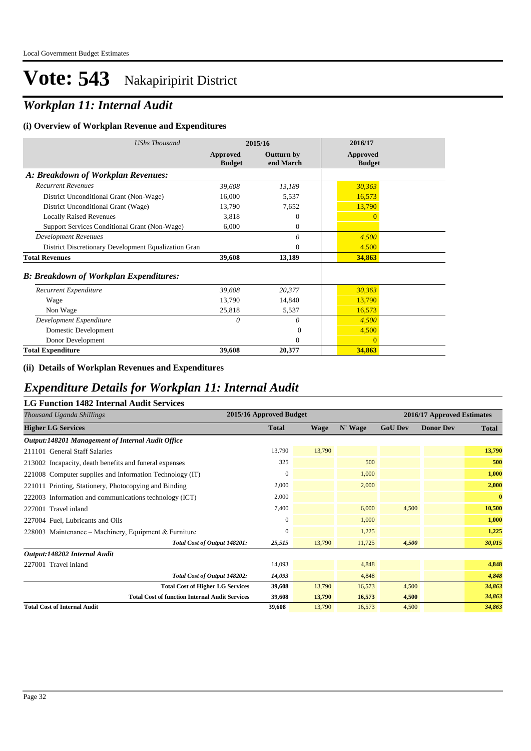# Vote: 543 Nakapiripirit District

## *Workplan 11: Internal Audit*

### (i) Overview of Workplan Revenue and Expenditures

| *UShs Thousand* | 2015/16 | | 2016/17 |
|---|---|---|---|
| | **Approved Budget** | **Outturn by end March** | **Approved Budget** |
| ***A: Breakdown of Workplan Revenues:*** | | | |
| *Recurrent Revenues* | *39,608* | *13,189* | *30,363* |
| District Unconditional Grant (Non-Wage) | 16,000 | 5,537 | 16,573 |
| District Unconditional Grant (Wage) | 13,790 | 7,652 | 13,790 |
| Locally Raised Revenues | 3,818 | 0 | 0 |
| Support Services Conditional Grant (Non-Wage) | 6,000 | 0 | |
| *Development Revenues* | | *0* | *4,500* |
| District Discretionary Development Equalization Gran | | 0 | 4,500 |
| **Total Revenues** | **39,608** | **13,189** | **34,863** |
| ***B: Breakdown of Workplan Expenditures:*** | | | |
| *Recurrent Expenditure* | *39,608* | *20,377* | *30,363* |
| Wage | 13,790 | 14,840 | 13,790 |
| Non Wage | 25,818 | 5,537 | 16,573 |
| *Development Expenditure* | *0* | *0* | *4,500* |
| Domestic Development | | 0 | 4,500 |
| Donor Development | | 0 | 0 |
| **Total Expenditure** | **39,608** | **20,377** | **34,863** |

### (ii) Details of Workplan Revenues and Expenditures

## *Expenditure Details for Workplan 11: Internal Audit*

### LG Function 1482 Internal Audit Services

| *Thousand Uganda Shillings* | 2015/16 Approved Budget | 2016/17 Approved Estimates | | | | |
|---|---|---|---|---|---|---|
| **Higher LG Services** | **Total** | **Wage** | **N' Wage** | **GoU Dev** | **Donor Dev** | **Total** |
| ***Output:148201 Management of Internal Audit Office*** | | | | | | |
| 211101 General Staff Salaries | 13,790 | 13,790 | | | | **13,790** |
| 213002 Incapacity, death benefits and funeral expenses | 325 | | 500 | | | **500** |
| 221008 Computer supplies and Information Technology (IT) | 0 | | 1,000 | | | **1,000** |
| 221011 Printing, Stationery, Photocopying and Binding | 2,000 | | 2,000 | | | **2,000** |
| 222003 Information and communications technology (ICT) | 2,000 | | | | | **0** |
| 227001 Travel inland | 7,400 | | 6,000 | 4,500 | | **10,500** |
| 227004 Fuel, Lubricants and Oils | 0 | | 1,000 | | | **1,000** |
| 228003 Maintenance – Machinery, Equipment & Furniture | 0 | | 1,225 | | | **1,225** |
| ***Total Cost of Output 148201:*** | ***25,515*** | 13,790 | 11,725 | ***4,500*** | | ***30,015*** |
| ***Output:148202 Internal Audit*** | | | | | | |
| 227001 Travel inland | 14,093 | | 4,848 | | | **4,848** |
| ***Total Cost of Output 148202:*** | ***14,093*** | | 4,848 | | | ***4,848*** |
| **Total Cost of Higher LG Services** | **39,608** | 13,790 | 16,573 | 4,500 | | ***34,863*** |
| **Total Cost of function Internal Audit Services** | **39,608** | **13,790** | **16,573** | **4,500** | | ***34,863*** |
| **Total Cost of Internal Audit** | **39,608** | 13,790 | 16,573 | 4,500 | | ***34,863*** |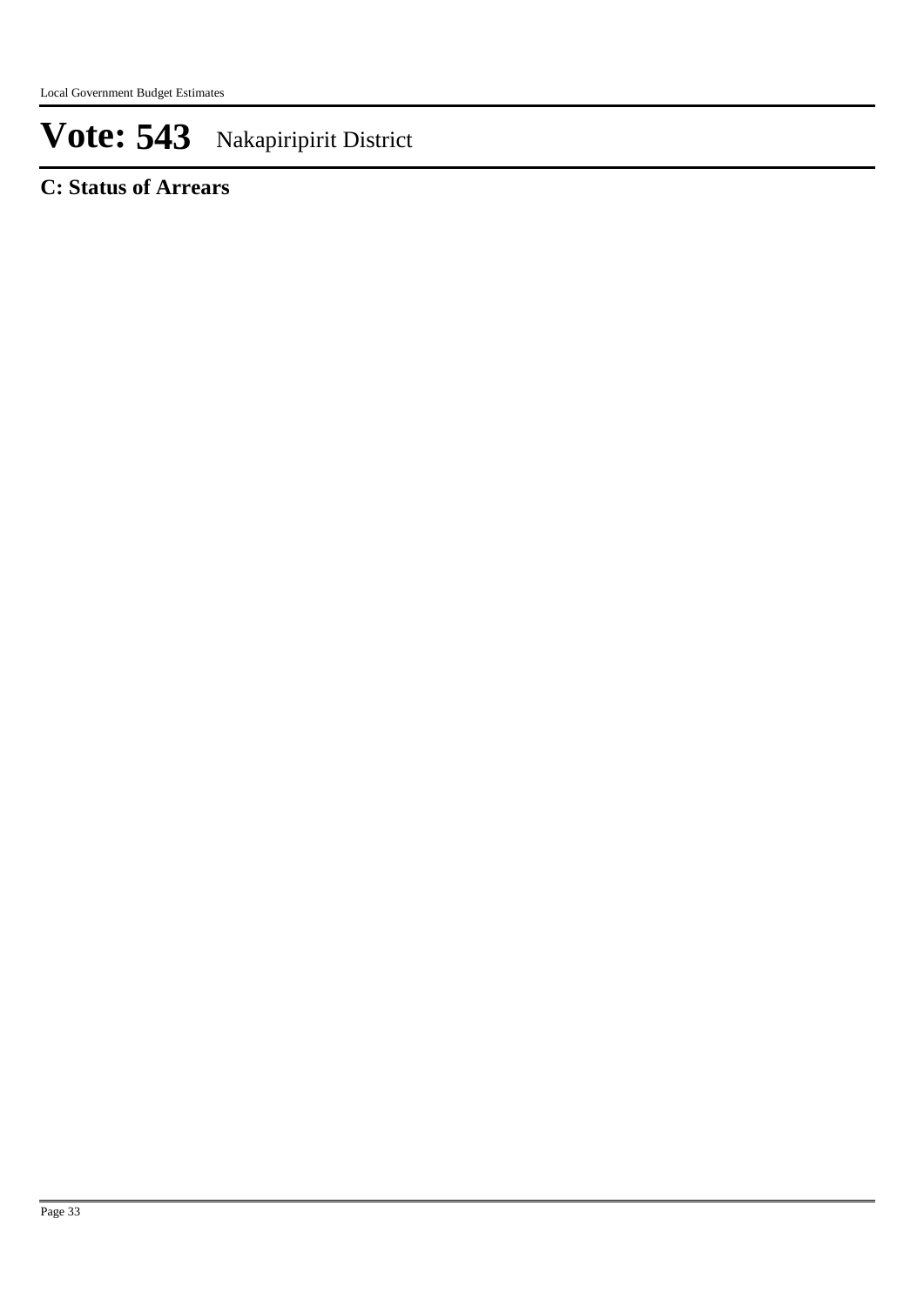# Vote: 543 Nakapiripirit District

## C: Status of Arrears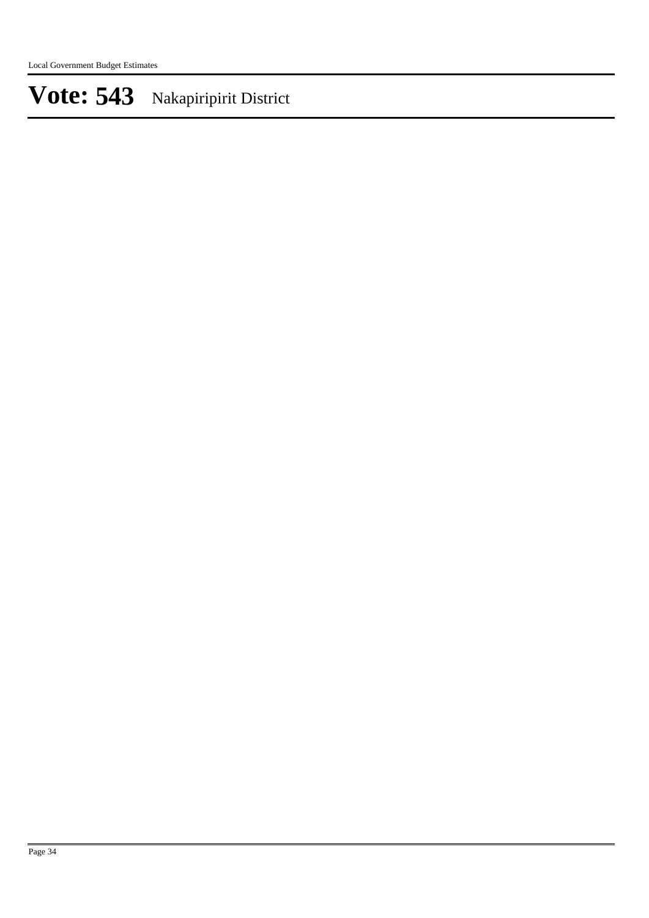# Vote: 543 Nakapiripirit District